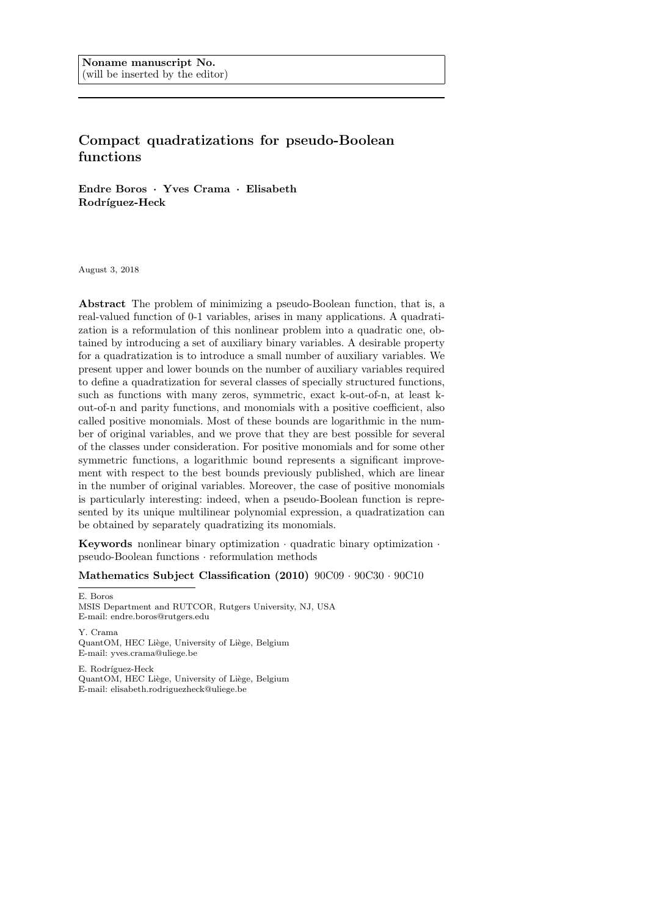**Noname manuscript No.**
(will be inserted by the editor)

# Compact quadratizations for pseudo-Boolean functions

**Endre Boros · Yves Crama · Elisabeth Rodríguez-Heck**

August 3, 2018

**Abstract** The problem of minimizing a pseudo-Boolean function, that is, a real-valued function of 0-1 variables, arises in many applications. A quadratization is a reformulation of this nonlinear problem into a quadratic one, obtained by introducing a set of auxiliary binary variables. A desirable property for a quadratization is to introduce a small number of auxiliary variables. We present upper and lower bounds on the number of auxiliary variables required to define a quadratization for several classes of specially structured functions, such as functions with many zeros, symmetric, exact k-out-of-n, at least k-out-of-n and parity functions, and monomials with a positive coefficient, also called positive monomials. Most of these bounds are logarithmic in the number of original variables, and we prove that they are best possible for several of the classes under consideration. For positive monomials and for some other symmetric functions, a logarithmic bound represents a significant improvement with respect to the best bounds previously published, which are linear in the number of original variables. Moreover, the case of positive monomials is particularly interesting: indeed, when a pseudo-Boolean function is represented by its unique multilinear polynomial expression, a quadratization can be obtained by separately quadratizing its monomials.

**Keywords** nonlinear binary optimization · quadratic binary optimization · pseudo-Boolean functions · reformulation methods

**Mathematics Subject Classification (2010)** 90C09 · 90C30 · 90C10

---

E. Boros
MSIS Department and RUTCOR, Rutgers University, NJ, USA
E-mail: endre.boros@rutgers.edu

Y. Crama
QuantOM, HEC Liège, University of Liège, Belgium
E-mail: yves.crama@uliege.be

E. Rodríguez-Heck
QuantOM, HEC Liège, University of Liège, Belgium
E-mail: elisabeth.rodriguezheck@uliege.be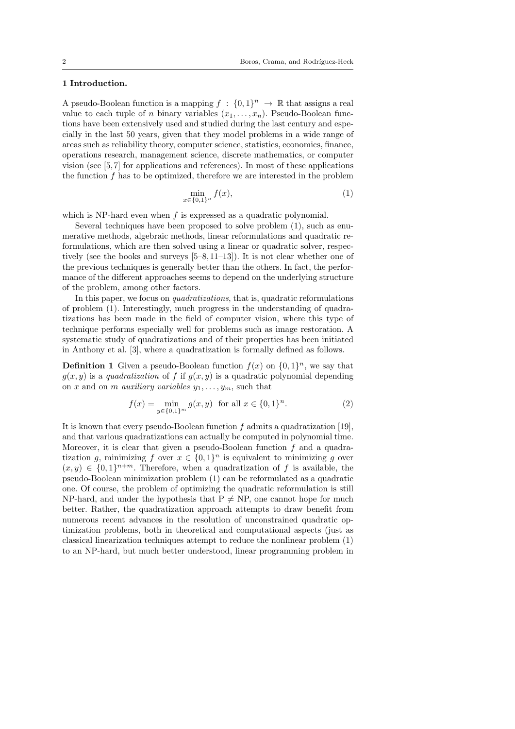## 1 Introduction.

A pseudo-Boolean function is a mapping $f : \{0,1\}^n \to \mathbb{R}$ that assigns a real value to each tuple of $n$ binary variables $(x_1, \ldots, x_n)$. Pseudo-Boolean functions have been extensively used and studied during the last century and especially in the last 50 years, given that they model problems in a wide range of areas such as reliability theory, computer science, statistics, economics, finance, operations research, management science, discrete mathematics, or computer vision (see [5,7] for applications and references). In most of these applications the function $f$ has to be optimized, therefore we are interested in the problem

$$\min_{x \in \{0,1\}^n} f(x), \tag{1}$$

which is NP-hard even when $f$ is expressed as a quadratic polynomial.

Several techniques have been proposed to solve problem (1), such as enumerative methods, algebraic methods, linear reformulations and quadratic reformulations, which are then solved using a linear or quadratic solver, respectively (see the books and surveys [5–8,11–13]). It is not clear whether one of the previous techniques is generally better than the others. In fact, the performance of the different approaches seems to depend on the underlying structure of the problem, among other factors.

In this paper, we focus on *quadratizations*, that is, quadratic reformulations of problem (1). Interestingly, much progress in the understanding of quadratizations has been made in the field of computer vision, where this type of technique performs especially well for problems such as image restoration. A systematic study of quadratizations and of their properties has been initiated in Anthony et al. [3], where a quadratization is formally defined as follows.

**Definition 1** Given a pseudo-Boolean function $f(x)$ on $\{0,1\}^n$, we say that $g(x,y)$ is a *quadratization* of $f$ if $g(x,y)$ is a quadratic polynomial depending on $x$ and on $m$ *auxiliary variables* $y_1, \ldots, y_m$, such that

$$f(x) = \min_{y \in \{0,1\}^m} g(x,y) \quad \text{for all } x \in \{0,1\}^n. \tag{2}$$

It is known that every pseudo-Boolean function $f$ admits a quadratization [19], and that various quadratizations can actually be computed in polynomial time. Moreover, it is clear that given a pseudo-Boolean function $f$ and a quadratization $g$, minimizing $f$ over $x \in \{0,1\}^n$ is equivalent to minimizing $g$ over $(x,y) \in \{0,1\}^{n+m}$. Therefore, when a quadratization of $f$ is available, the pseudo-Boolean minimization problem (1) can be reformulated as a quadratic one. Of course, the problem of optimizing the quadratic reformulation is still NP-hard, and under the hypothesis that P $\neq$ NP, one cannot hope for much better. Rather, the quadratization approach attempts to draw benefit from numerous recent advances in the resolution of unconstrained quadratic optimization problems, both in theoretical and computational aspects (just as classical linearization techniques attempt to reduce the nonlinear problem (1) to an NP-hard, but much better understood, linear programming problem in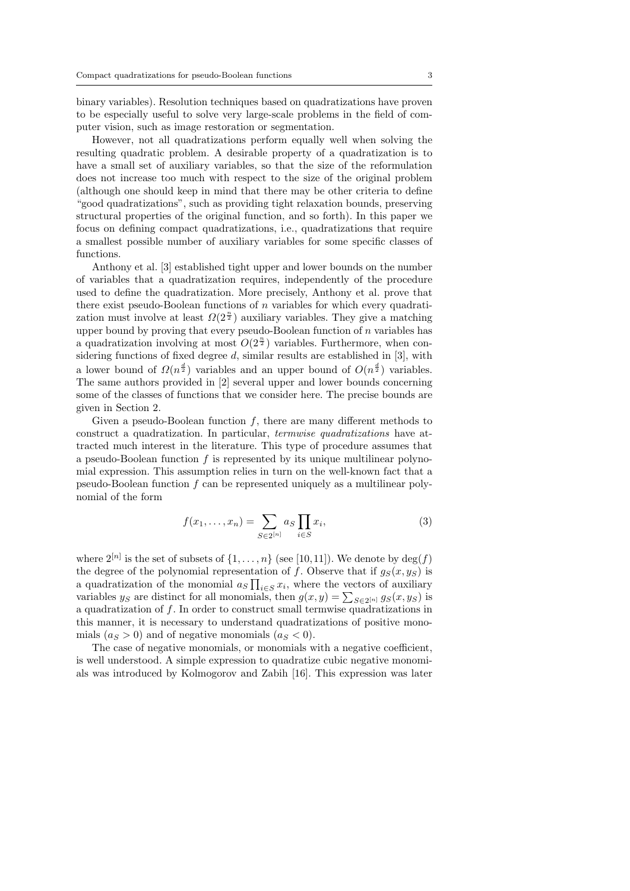binary variables). Resolution techniques based on quadratizations have proven to be especially useful to solve very large-scale problems in the field of computer vision, such as image restoration or segmentation.

However, not all quadratizations perform equally well when solving the resulting quadratic problem. A desirable property of a quadratization is to have a small set of auxiliary variables, so that the size of the reformulation does not increase too much with respect to the size of the original problem (although one should keep in mind that there may be other criteria to define "good quadratizations", such as providing tight relaxation bounds, preserving structural properties of the original function, and so forth). In this paper we focus on defining compact quadratizations, i.e., quadratizations that require a smallest possible number of auxiliary variables for some specific classes of functions.

Anthony et al. [3] established tight upper and lower bounds on the number of variables that a quadratization requires, independently of the procedure used to define the quadratization. More precisely, Anthony et al. prove that there exist pseudo-Boolean functions of $n$ variables for which every quadratization must involve at least $\Omega(2^{\frac{n}{2}})$ auxiliary variables. They give a matching upper bound by proving that every pseudo-Boolean function of $n$ variables has a quadratization involving at most $O(2^{\frac{n}{2}})$ variables. Furthermore, when considering functions of fixed degree $d$, similar results are established in [3], with a lower bound of $\Omega(n^{\frac{d}{2}})$ variables and an upper bound of $O(n^{\frac{d}{2}})$ variables. The same authors provided in [2] several upper and lower bounds concerning some of the classes of functions that we consider here. The precise bounds are given in Section 2.

Given a pseudo-Boolean function $f$, there are many different methods to construct a quadratization. In particular, *termwise quadratizations* have attracted much interest in the literature. This type of procedure assumes that a pseudo-Boolean function $f$ is represented by its unique multilinear polynomial expression. This assumption relies in turn on the well-known fact that a pseudo-Boolean function $f$ can be represented uniquely as a multilinear polynomial of the form

$$f(x_1, \ldots, x_n) = \sum_{S \in 2^{[n]}} a_S \prod_{i \in S} x_i, \tag{3}$$

where $2^{[n]}$ is the set of subsets of $\{1, \ldots, n\}$ (see [10,11]). We denote by $\deg(f)$ the degree of the polynomial representation of $f$. Observe that if $g_S(x, y_S)$ is a quadratization of the monomial $a_S \prod_{i \in S} x_i$, where the vectors of auxiliary variables $y_S$ are distinct for all monomials, then $g(x, y) = \sum_{S \in 2^{[n]}} g_S(x, y_S)$ is a quadratization of $f$. In order to construct small termwise quadratizations in this manner, it is necessary to understand quadratizations of positive monomials ($a_S > 0$) and of negative monomials ($a_S < 0$).

The case of negative monomials, or monomials with a negative coefficient, is well understood. A simple expression to quadratize cubic negative monomials was introduced by Kolmogorov and Zabih [16]. This expression was later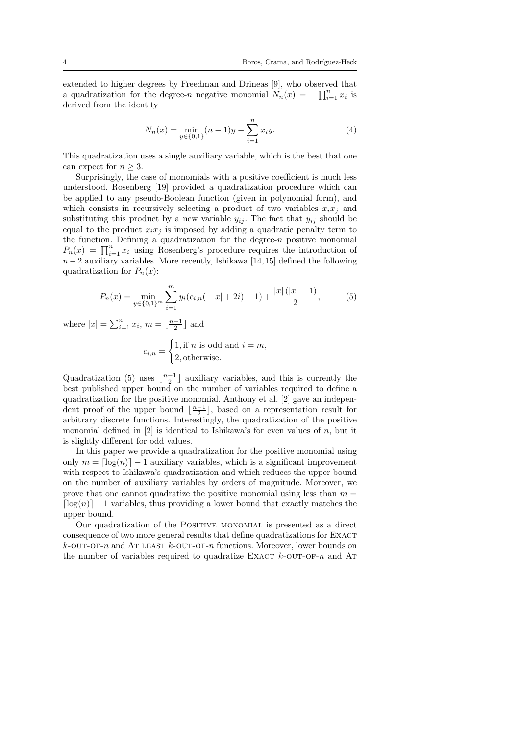extended to higher degrees by Freedman and Drineas [9], who observed that a quadratization for the degree-$n$ negative monomial $N_n(x) = -\prod_{i=1}^n x_i$ is derived from the identity

$$N_n(x) = \min_{y \in \{0,1\}} (n-1)y - \sum_{i=1}^{n} x_i y. \tag{4}$$

This quadratization uses a single auxiliary variable, which is the best that one can expect for $n \geq 3$.

Surprisingly, the case of monomials with a positive coefficient is much less understood. Rosenberg [19] provided a quadratization procedure which can be applied to any pseudo-Boolean function (given in polynomial form), and which consists in recursively selecting a product of two variables $x_i x_j$ and substituting this product by a new variable $y_{ij}$. The fact that $y_{ij}$ should be equal to the product $x_i x_j$ is imposed by adding a quadratic penalty term to the function. Defining a quadratization for the degree-$n$ positive monomial $P_n(x) = \prod_{i=1}^n x_i$ using Rosenberg's procedure requires the introduction of $n-2$ auxiliary variables. More recently, Ishikawa [14, 15] defined the following quadratization for $P_n(x)$:

$$P_n(x) = \min_{y \in \{0,1\}^m} \sum_{i=1}^{m} y_i(c_{i,n}(-|x| + 2i) - 1) + \frac{|x|\,(|x|-1)}{2}, \tag{5}$$

where $|x| = \sum_{i=1}^n x_i$, $m = \lfloor \frac{n-1}{2} \rfloor$ and

$$c_{i,n} = \begin{cases} 1, \text{if } n \text{ is odd and } i = m, \\ 2, \text{otherwise.} \end{cases}$$

Quadratization (5) uses $\lfloor \frac{n-1}{2} \rfloor$ auxiliary variables, and this is currently the best published upper bound on the number of variables required to define a quadratization for the positive monomial. Anthony et al. [2] gave an independent proof of the upper bound $\lfloor \frac{n-1}{2} \rfloor$, based on a representation result for arbitrary discrete functions. Interestingly, the quadratization of the positive monomial defined in [2] is identical to Ishikawa's for even values of $n$, but it is slightly different for odd values.

In this paper we provide a quadratization for the positive monomial using only $m = \lceil \log(n) \rceil - 1$ auxiliary variables, which is a significant improvement with respect to Ishikawa's quadratization and which reduces the upper bound on the number of auxiliary variables by orders of magnitude. Moreover, we prove that one cannot quadratize the positive monomial using less than $m = \lceil \log(n) \rceil - 1$ variables, thus providing a lower bound that exactly matches the upper bound.

Our quadratization of the Positive monomial is presented as a direct consequence of two more general results that define quadratizations for Exact $k$-out-of-$n$ and At least $k$-out-of-$n$ functions. Moreover, lower bounds on the number of variables required to quadratize Exact $k$-out-of-$n$ and At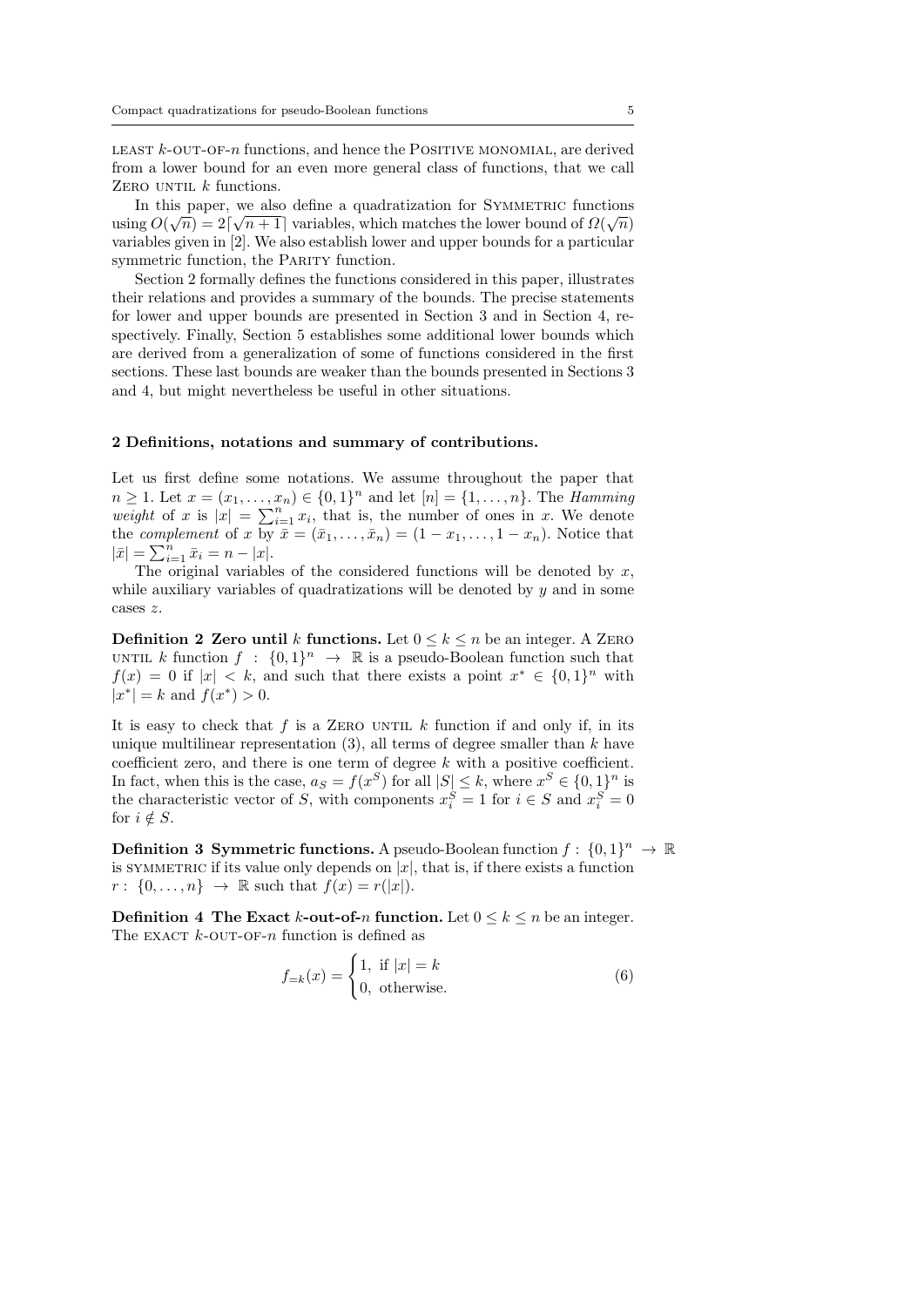LEAST $k$-OUT-OF-$n$ functions, and hence the POSITIVE MONOMIAL, are derived from a lower bound for an even more general class of functions, that we call ZERO UNTIL $k$ functions.

In this paper, we also define a quadratization for SYMMETRIC functions using $O(\sqrt{n}) = 2\lceil\sqrt{n+1}\rceil$ variables, which matches the lower bound of $\Omega(\sqrt{n})$ variables given in [2]. We also establish lower and upper bounds for a particular symmetric function, the PARITY function.

Section 2 formally defines the functions considered in this paper, illustrates their relations and provides a summary of the bounds. The precise statements for lower and upper bounds are presented in Section 3 and in Section 4, respectively. Finally, Section 5 establishes some additional lower bounds which are derived from a generalization of some of functions considered in the first sections. These last bounds are weaker than the bounds presented in Sections 3 and 4, but might nevertheless be useful in other situations.

## 2 Definitions, notations and summary of contributions.

Let us first define some notations. We assume throughout the paper that $n \geq 1$. Let $x = (x_1, \ldots, x_n) \in \{0,1\}^n$ and let $[n] = \{1, \ldots, n\}$. The *Hamming weight* of $x$ is $|x| = \sum_{i=1}^n x_i$, that is, the number of ones in $x$. We denote the *complement* of $x$ by $\bar{x} = (\bar{x}_1, \ldots, \bar{x}_n) = (1 - x_1, \ldots, 1 - x_n)$. Notice that $|\bar{x}| = \sum_{i=1}^n \bar{x}_i = n - |x|$.

The original variables of the considered functions will be denoted by $x$, while auxiliary variables of quadratizations will be denoted by $y$ and in some cases $z$.

**Definition 2 Zero until $k$ functions.** Let $0 \leq k \leq n$ be an integer. A ZERO UNTIL $k$ function $f : \{0,1\}^n \to \mathbb{R}$ is a pseudo-Boolean function such that $f(x) = 0$ if $|x| < k$, and such that there exists a point $x^* \in \{0,1\}^n$ with $|x^*| = k$ and $f(x^*) > 0$.

It is easy to check that $f$ is a ZERO UNTIL $k$ function if and only if, in its unique multilinear representation (3), all terms of degree smaller than $k$ have coefficient zero, and there is one term of degree $k$ with a positive coefficient. In fact, when this is the case, $a_S = f(x^S)$ for all $|S| \leq k$, where $x^S \in \{0,1\}^n$ is the characteristic vector of $S$, with components $x_i^S = 1$ for $i \in S$ and $x_i^S = 0$ for $i \notin S$.

**Definition 3 Symmetric functions.** A pseudo-Boolean function $f : \{0,1\}^n \to \mathbb{R}$ is SYMMETRIC if its value only depends on $|x|$, that is, if there exists a function $r : \{0, \ldots, n\} \to \mathbb{R}$ such that $f(x) = r(|x|)$.

**Definition 4 The Exact $k$-out-of-$n$ function.** Let $0 \leq k \leq n$ be an integer. The EXACT $k$-OUT-OF-$n$ function is defined as

$$f_{=k}(x) = \begin{cases} 1, & \text{if } |x| = k \\ 0, & \text{otherwise.} \end{cases} \tag{6}$$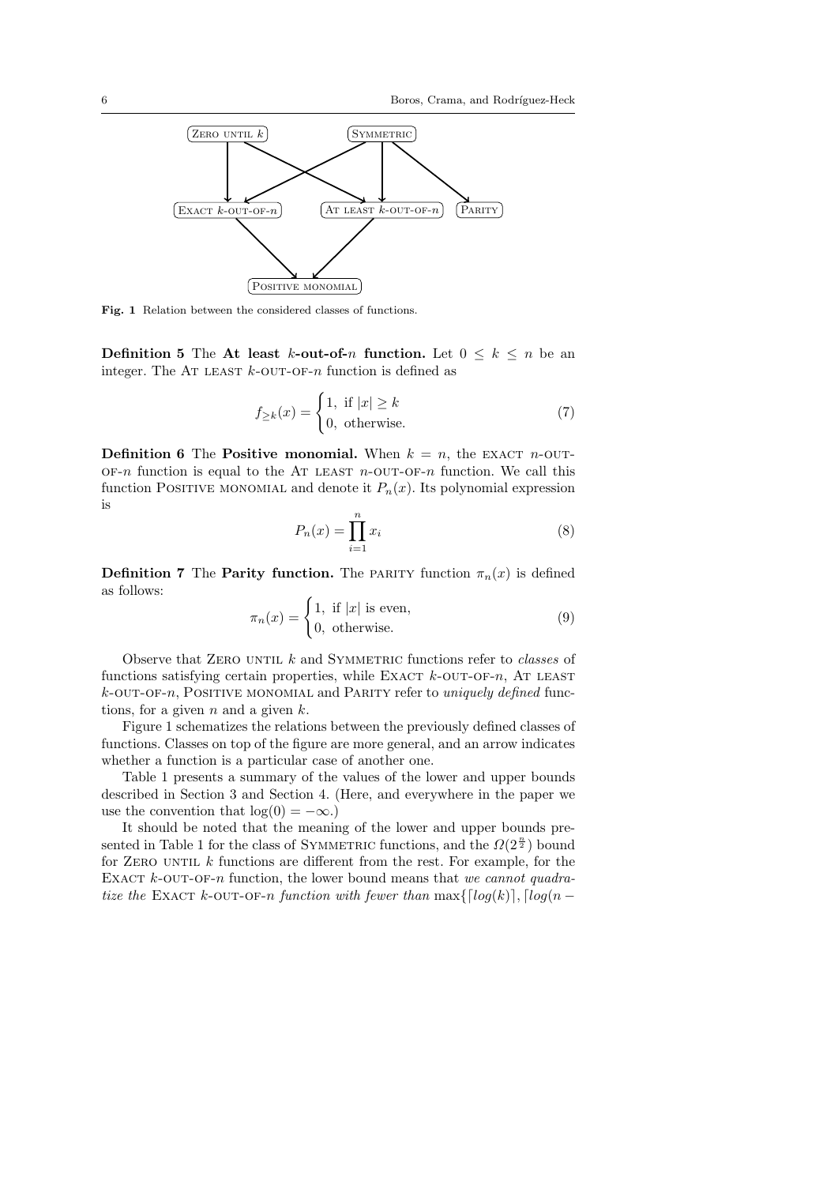Fig. 1 Relation between the considered classes of functions.

**Definition 5** The **At least $k$-out-of-$n$ function.** Let $0 \leq k \leq n$ be an integer. The AT LEAST $k$-OUT-OF-$n$ function is defined as

$$f_{\geq k}(x) = \begin{cases} 1, & \text{if } |x| \geq k \\ 0, & \text{otherwise.} \end{cases} \tag{7}$$

**Definition 6** The **Positive monomial.** When $k = n$, the EXACT $n$-OUT-OF-$n$ function is equal to the AT LEAST $n$-OUT-OF-$n$ function. We call this function POSITIVE MONOMIAL and denote it $P_n(x)$. Its polynomial expression is

$$P_n(x) = \prod_{i=1}^{n} x_i \tag{8}$$

**Definition 7** The **Parity function.** The PARITY function $\pi_n(x)$ is defined as follows:

$$\pi_n(x) = \begin{cases} 1, & \text{if } |x| \text{ is even,} \\ 0, & \text{otherwise.} \end{cases} \tag{9}$$

Observe that ZERO UNTIL $k$ and SYMMETRIC functions refer to *classes* of functions satisfying certain properties, while EXACT $k$-OUT-OF-$n$, AT LEAST $k$-OUT-OF-$n$, POSITIVE MONOMIAL and PARITY refer to *uniquely defined* functions, for a given $n$ and a given $k$.

Figure 1 schematizes the relations between the previously defined classes of functions. Classes on top of the figure are more general, and an arrow indicates whether a function is a particular case of another one.

Table 1 presents a summary of the values of the lower and upper bounds described in Section 3 and Section 4. (Here, and everywhere in the paper we use the convention that $\log(0) = -\infty$.)

It should be noted that the meaning of the lower and upper bounds presented in Table 1 for the class of SYMMETRIC functions, and the $\Omega(2^{\frac{n}{2}})$ bound for ZERO UNTIL $k$ functions are different from the rest. For example, for the EXACT $k$-OUT-OF-$n$ function, the lower bound means that *we cannot quadratize the* EXACT $k$-OUT-OF-$n$ *function with fewer than* $\max\{\lceil log(k) \rceil, \lceil log(n -$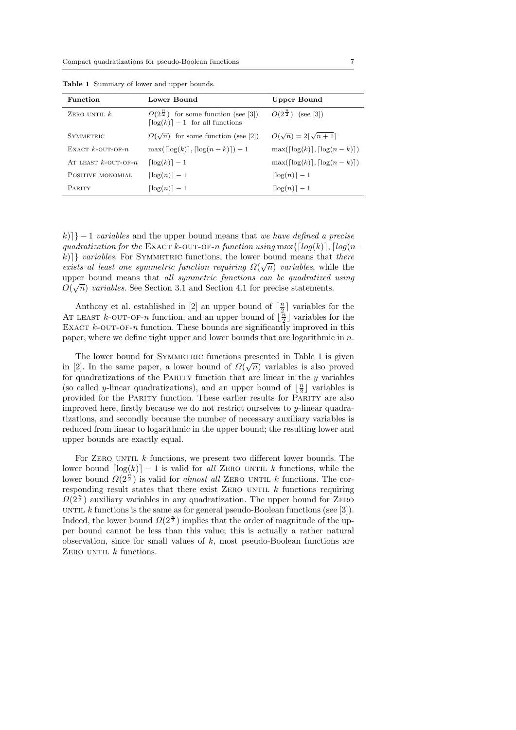**Table 1** Summary of lower and upper bounds.

| Function | Lower Bound | Upper Bound |
|---|---|---|
| Zero until $k$ | $\Omega(2^{\frac{n}{2}})$ for some function (see [3]) <br> $\lceil \log(k) \rceil - 1$ for all functions | $O(2^{\frac{n}{2}})$ (see [3]) |
| Symmetric | $\Omega(\sqrt{n})$ for some function (see [2]) | $O(\sqrt{n}) = 2\lceil \sqrt{n+1} \rceil$ |
| Exact $k$-out-of-$n$ | $\max(\lceil \log(k) \rceil, \lceil \log(n-k) \rceil) - 1$ | $\max(\lceil \log(k) \rceil, \lceil \log(n-k) \rceil)$ |
| At least $k$-out-of-$n$ | $\lceil \log(k) \rceil - 1$ | $\max(\lceil \log(k) \rceil, \lceil \log(n-k) \rceil)$ |
| Positive monomial | $\lceil \log(n) \rceil - 1$ | $\lceil \log(n) \rceil - 1$ |
| Parity | $\lceil \log(n) \rceil - 1$ | $\lceil \log(n) \rceil - 1$ |

$k)\rceil\} - 1$ *variables* and the upper bound means that *we have defined a precise quadratization for the* Exact $k$-out-of-$n$ *function using* $\max\{\lceil log(k) \rceil, \lceil log(n-k) \rceil\}$ *variables*. For Symmetric functions, the lower bound means that *there exists at least one symmetric function requiring* $\Omega(\sqrt{n})$ *variables*, while the upper bound means that *all symmetric functions can be quadratized using* $O(\sqrt{n})$ *variables*. See Section 3.1 and Section 4.1 for precise statements.

Anthony et al. established in [2] an upper bound of $\lceil \frac{n}{2} \rceil$ variables for the At least $k$-out-of-$n$ function, and an upper bound of $\lfloor \frac{n}{2} \rfloor$ variables for the Exact $k$-out-of-$n$ function. These bounds are significantly improved in this paper, where we define tight upper and lower bounds that are logarithmic in $n$.

The lower bound for Symmetric functions presented in Table 1 is given in [2]. In the same paper, a lower bound of $\Omega(\sqrt{n})$ variables is also proved for quadratizations of the Parity function that are linear in the $y$ variables (so called $y$-linear quadratizations), and an upper bound of $\lfloor \frac{n}{2} \rfloor$ variables is provided for the Parity function. These earlier results for Parity are also improved here, firstly because we do not restrict ourselves to $y$-linear quadratizations, and secondly because the number of necessary auxiliary variables is reduced from linear to logarithmic in the upper bound; the resulting lower and upper bounds are exactly equal.

For Zero until $k$ functions, we present two different lower bounds. The lower bound $\lceil \log(k) \rceil - 1$ is valid for *all* Zero until $k$ functions, while the lower bound $\Omega(2^{\frac{n}{2}})$ is valid for *almost all* Zero until $k$ functions. The corresponding result states that there exist Zero until $k$ functions requiring $\Omega(2^{\frac{n}{2}})$ auxiliary variables in any quadratization. The upper bound for Zero until $k$ functions is the same as for general pseudo-Boolean functions (see [3]). Indeed, the lower bound $\Omega(2^{\frac{n}{2}})$ implies that the order of magnitude of the upper bound cannot be less than this value; this is actually a rather natural observation, since for small values of $k$, most pseudo-Boolean functions are Zero until $k$ functions.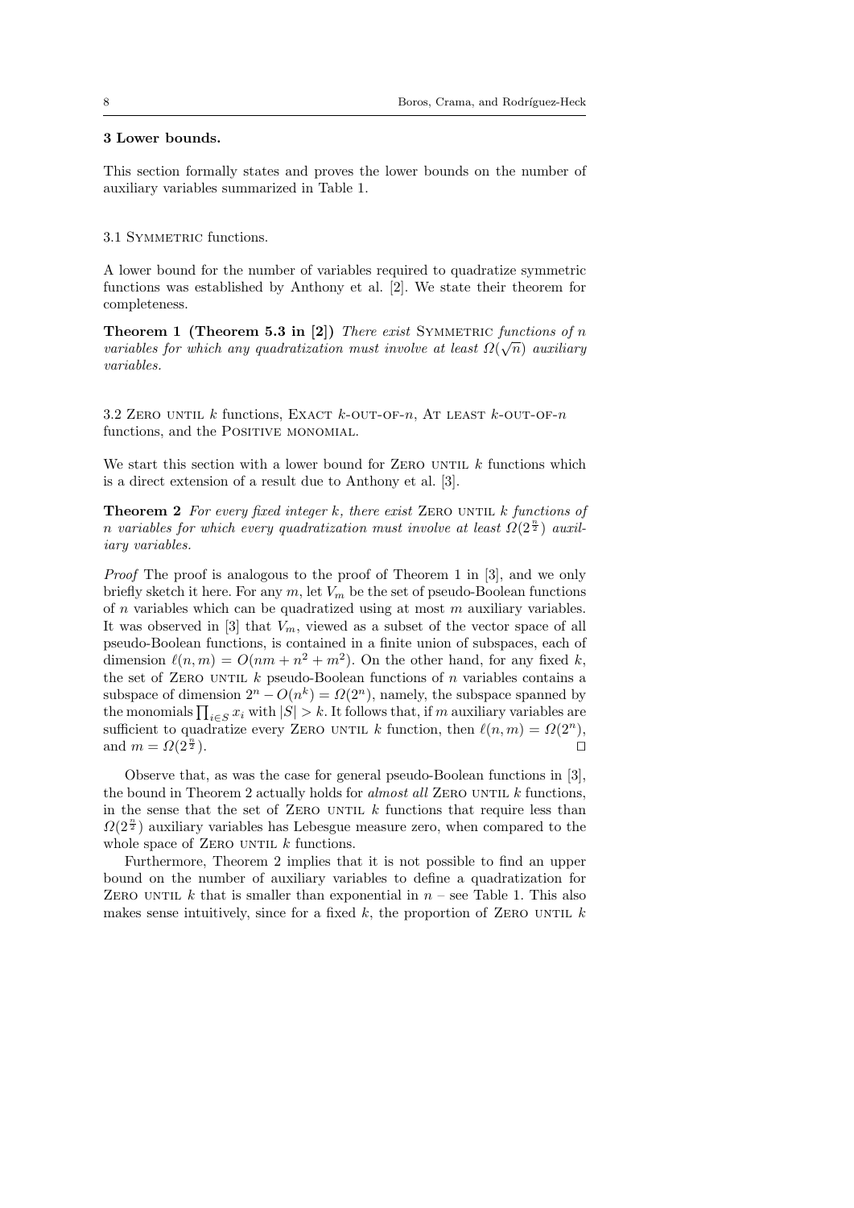## 3 Lower bounds.

This section formally states and proves the lower bounds on the number of auxiliary variables summarized in Table 1.

### 3.1 Symmetric functions.

A lower bound for the number of variables required to quadratize symmetric functions was established by Anthony et al. [2]. We state their theorem for completeness.

**Theorem 1 (Theorem 5.3 in [2])** *There exist* Symmetric *functions of $n$ variables for which any quadratization must involve at least $\Omega(\sqrt{n})$ auxiliary variables.*

### 3.2 Zero until $k$ functions, Exact $k$-out-of-$n$, At least $k$-out-of-$n$ functions, and the Positive monomial.

We start this section with a lower bound for Zero until $k$ functions which is a direct extension of a result due to Anthony et al. [3].

**Theorem 2** *For every fixed integer $k$, there exist* Zero until $k$ *functions of $n$ variables for which every quadratization must involve at least $\Omega(2^{\frac{n}{2}})$ auxiliary variables.*

*Proof* The proof is analogous to the proof of Theorem 1 in [3], and we only briefly sketch it here. For any $m$, let $V_m$ be the set of pseudo-Boolean functions of $n$ variables which can be quadratized using at most $m$ auxiliary variables. It was observed in [3] that $V_m$, viewed as a subset of the vector space of all pseudo-Boolean functions, is contained in a finite union of subspaces, each of dimension $\ell(n,m) = O(nm + n^2 + m^2)$. On the other hand, for any fixed $k$, the set of Zero until $k$ pseudo-Boolean functions of $n$ variables contains a subspace of dimension $2^n - O(n^k) = \Omega(2^n)$, namely, the subspace spanned by the monomials $\prod_{i \in S} x_i$ with $|S| > k$. It follows that, if $m$ auxiliary variables are sufficient to quadratize every Zero until $k$ function, then $\ell(n,m) = \Omega(2^n)$, and $m = \Omega(2^{\frac{n}{2}})$. $\square$

Observe that, as was the case for general pseudo-Boolean functions in [3], the bound in Theorem 2 actually holds for *almost all* Zero until $k$ functions, in the sense that the set of Zero until $k$ functions that require less than $\Omega(2^{\frac{n}{2}})$ auxiliary variables has Lebesgue measure zero, when compared to the whole space of Zero until $k$ functions.

Furthermore, Theorem 2 implies that it is not possible to find an upper bound on the number of auxiliary variables to define a quadratization for Zero until $k$ that is smaller than exponential in $n$ – see Table 1. This also makes sense intuitively, since for a fixed $k$, the proportion of Zero until $k$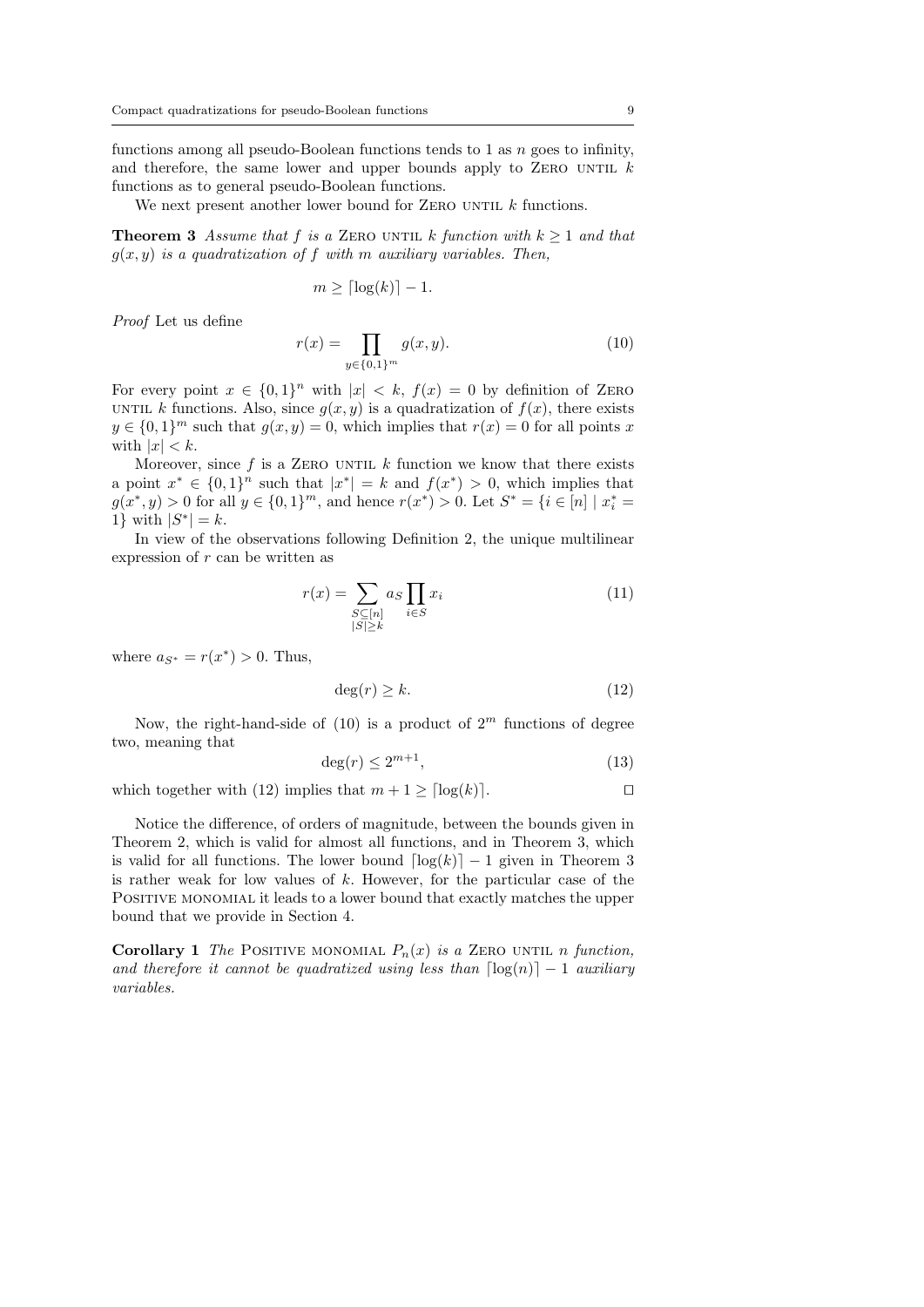functions among all pseudo-Boolean functions tends to 1 as $n$ goes to infinity, and therefore, the same lower and upper bounds apply to Zero until $k$ functions as to general pseudo-Boolean functions.

We next present another lower bound for Zero until $k$ functions.

**Theorem 3** *Assume that $f$ is a* Zero until *$k$ function with $k \geq 1$ and that $g(x, y)$ is a quadratization of $f$ with $m$ auxiliary variables. Then,*

$$m \geq \lceil \log(k) \rceil - 1.$$

*Proof* Let us define

$$r(x) = \prod_{y \in \{0,1\}^m} g(x, y). \tag{10}$$

For every point $x \in \{0,1\}^n$ with $|x| < k$, $f(x) = 0$ by definition of Zero until $k$ functions. Also, since $g(x, y)$ is a quadratization of $f(x)$, there exists $y \in \{0,1\}^m$ such that $g(x, y) = 0$, which implies that $r(x) = 0$ for all points $x$ with $|x| < k$.

Moreover, since $f$ is a Zero until $k$ function we know that there exists a point $x^* \in \{0,1\}^n$ such that $|x^*| = k$ and $f(x^*) > 0$, which implies that $g(x^*, y) > 0$ for all $y \in \{0,1\}^m$, and hence $r(x^*) > 0$. Let $S^* = \{i \in [n] \mid x^*_i = 1\}$ with $|S^*| = k$.

In view of the observations following Definition 2, the unique multilinear expression of $r$ can be written as

$$r(x) = \sum_{\substack{S \subseteq [n] \\ |S| \geq k}} a_S \prod_{i \in S} x_i \tag{11}$$

where $a_{S^*} = r(x^*) > 0$. Thus,

$$\deg(r) \geq k. \tag{12}$$

Now, the right-hand-side of (10) is a product of $2^m$ functions of degree two, meaning that

$$\deg(r) \leq 2^{m+1}, \tag{13}$$

which together with (12) implies that $m + 1 \geq \lceil \log(k) \rceil$. $\square$

Notice the difference, of orders of magnitude, between the bounds given in Theorem 2, which is valid for almost all functions, and in Theorem 3, which is valid for all functions. The lower bound $\lceil \log(k) \rceil - 1$ given in Theorem 3 is rather weak for low values of $k$. However, for the particular case of the Positive monomial it leads to a lower bound that exactly matches the upper bound that we provide in Section 4.

**Corollary 1** *The* Positive monomial *$P_n(x)$ is a* Zero until *$n$ function, and therefore it cannot be quadratized using less than $\lceil \log(n) \rceil - 1$ auxiliary variables.*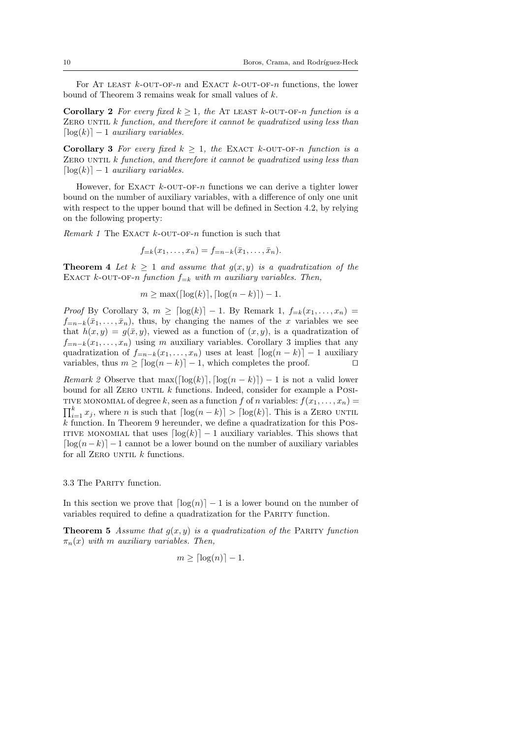For AT LEAST $k$-OUT-OF-$n$ and EXACT $k$-OUT-OF-$n$ functions, the lower bound of Theorem 3 remains weak for small values of $k$.

**Corollary 2** *For every fixed $k \geq 1$, the* AT LEAST $k$-OUT-OF-$n$ *function is a* ZERO UNTIL $k$ *function, and therefore it cannot be quadratized using less than $\lceil \log(k) \rceil - 1$ auxiliary variables.*

**Corollary 3** *For every fixed $k \geq 1$, the* EXACT $k$-OUT-OF-$n$ *function is a* ZERO UNTIL $k$ *function, and therefore it cannot be quadratized using less than $\lceil \log(k) \rceil - 1$ auxiliary variables.*

However, for EXACT $k$-OUT-OF-$n$ functions we can derive a tighter lower bound on the number of auxiliary variables, with a difference of only one unit with respect to the upper bound that will be defined in Section 4.2, by relying on the following property:

*Remark 1* The EXACT $k$-OUT-OF-$n$ function is such that

$$f_{=k}(x_1, \ldots, x_n) = f_{=n-k}(\bar{x}_1, \ldots, \bar{x}_n).$$

**Theorem 4** *Let $k \geq 1$ and assume that $g(x, y)$ is a quadratization of the* EXACT $k$-OUT-OF-$n$ *function $f_{=k}$ with $m$ auxiliary variables. Then,*

$$m \geq \max(\lceil \log(k) \rceil, \lceil \log(n-k) \rceil) - 1.$$

*Proof* By Corollary 3, $m \geq \lceil \log(k) \rceil - 1$. By Remark 1, $f_{=k}(x_1, \ldots, x_n) = f_{=n-k}(\bar{x}_1, \ldots, \bar{x}_n)$, thus, by changing the names of the $x$ variables we see that $h(x, y) = g(\bar{x}, y)$, viewed as a function of $(x, y)$, is a quadratization of $f_{=n-k}(x_1, \ldots, x_n)$ using $m$ auxiliary variables. Corollary 3 implies that any quadratization of $f_{=n-k}(x_1, \ldots, x_n)$ uses at least $\lceil \log(n-k) \rceil - 1$ auxiliary variables, thus $m \geq \lceil \log(n-k) \rceil - 1$, which completes the proof. □

*Remark 2* Observe that $\max(\lceil \log(k) \rceil, \lceil \log(n-k) \rceil) - 1$ is not a valid lower bound for all ZERO UNTIL $k$ functions. Indeed, consider for example a POSITIVE MONOMIAL of degree $k$, seen as a function $f$ of $n$ variables: $f(x_1, \ldots, x_n) = \prod_{i=1}^{k} x_j$, where $n$ is such that $\lceil \log(n-k) \rceil > \lceil \log(k) \rceil$. This is a ZERO UNTIL $k$ function. In Theorem 9 hereunder, we define a quadratization for this POSITIVE MONOMIAL that uses $\lceil \log(k) \rceil - 1$ auxiliary variables. This shows that $\lceil \log(n-k) \rceil - 1$ cannot be a lower bound on the number of auxiliary variables for all ZERO UNTIL $k$ functions.

### 3.3 The PARITY function.

In this section we prove that $\lceil \log(n) \rceil - 1$ is a lower bound on the number of variables required to define a quadratization for the PARITY function.

**Theorem 5** *Assume that $g(x, y)$ is a quadratization of the* PARITY *function $\pi_n(x)$ with $m$ auxiliary variables. Then,*

$$m \geq \lceil \log(n) \rceil - 1.$$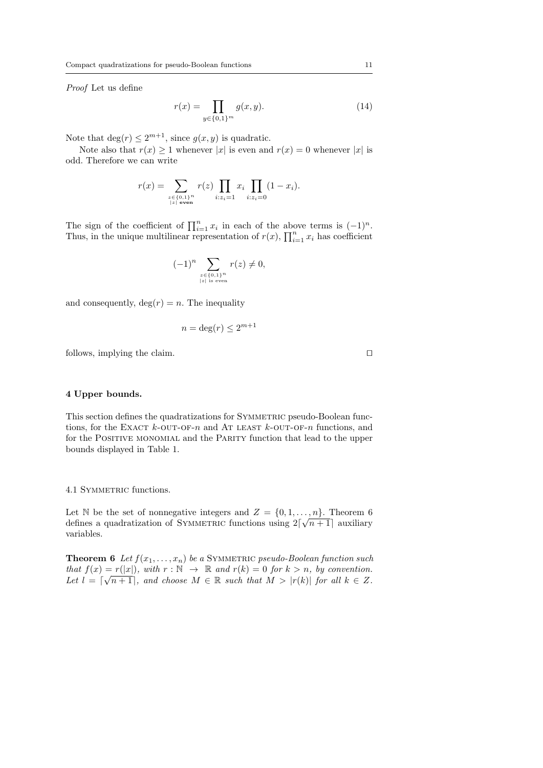*Proof* Let us define

$$r(x) = \prod_{y \in \{0,1\}^m} g(x, y). \tag{14}$$

Note that $\deg(r) \leq 2^{m+1}$, since $g(x, y)$ is quadratic.

Note also that $r(x) \geq 1$ whenever $|x|$ is even and $r(x) = 0$ whenever $|x|$ is odd. Therefore we can write

$$r(x) = \sum_{\substack{z \in \{0,1\}^n \\ |z| \textbf{ even}}} r(z) \prod_{i: z_i = 1} x_i \prod_{i: z_i = 0} (1 - x_i).$$

The sign of the coefficient of $\prod_{i=1}^n x_i$ in each of the above terms is $(-1)^n$. Thus, in the unique multilinear representation of $r(x)$, $\prod_{i=1}^n x_i$ has coefficient

$$(-1)^n \sum_{\substack{z \in \{0,1\}^n \\ |z| \text{ is even}}} r(z) \neq 0,$$

and consequently, $\deg(r) = n$. The inequality

$$n = \deg(r) \leq 2^{m+1}$$

follows, implying the claim. □

## 4 Upper bounds.

This section defines the quadratizations for Symmetric pseudo-Boolean functions, for the Exact $k$-out-of-$n$ and At least $k$-out-of-$n$ functions, and for the Positive monomial and the Parity function that lead to the upper bounds displayed in Table 1.

### 4.1 Symmetric functions.

Let $\mathbb{N}$ be the set of nonnegative integers and $Z = \{0, 1, \ldots, n\}$. Theorem 6 defines a quadratization of Symmetric functions using $2\lceil\sqrt{n+1}\rceil$ auxiliary variables.

**Theorem 6** *Let $f(x_1, \ldots, x_n)$ be a* Symmetric *pseudo-Boolean function such that $f(x) = r(|x|)$, with $r : \mathbb{N} \to \mathbb{R}$ and $r(k) = 0$ for $k > n$, by convention. Let $l = \lceil\sqrt{n+1}\rceil$, and choose $M \in \mathbb{R}$ such that $M > |r(k)|$ for all $k \in Z$.*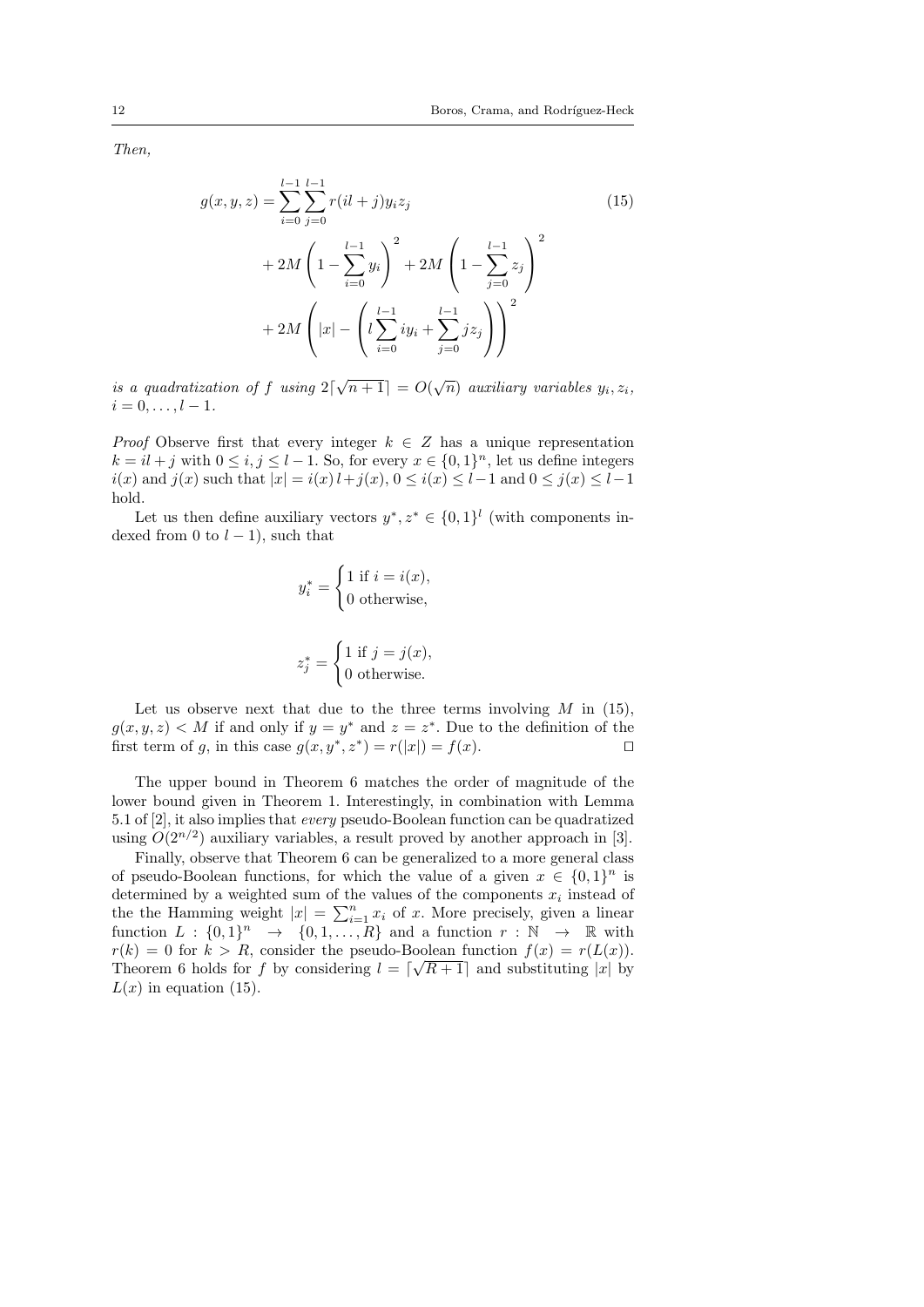*Then,*

$$
\begin{aligned}
g(x,y,z) &= \sum_{i=0}^{l-1}\sum_{j=0}^{l-1} r(il+j) y_i z_j \qquad (15)\\
&+ 2M\left(1 - \sum_{i=0}^{l-1} y_i\right)^2 + 2M\left(1 - \sum_{j=0}^{l-1} z_j\right)^2\\
&+ 2M\left(|x| - \left(l\sum_{i=0}^{l-1} i y_i + \sum_{j=0}^{l-1} j z_j\right)\right)^2
\end{aligned}
$$

*is a quadratization of $f$ using $2\lceil\sqrt{n+1}\rceil = O(\sqrt{n})$ auxiliary variables $y_i, z_i$, $i = 0, \ldots, l-1$.*

*Proof* Observe first that every integer $k \in Z$ has a unique representation $k = il + j$ with $0 \le i, j \le l-1$. So, for every $x \in \{0,1\}^n$, let us define integers $i(x)$ and $j(x)$ such that $|x| = i(x)\, l + j(x)$, $0 \le i(x) \le l-1$ and $0 \le j(x) \le l-1$ hold.

Let us then define auxiliary vectors $y^*, z^* \in \{0,1\}^l$ (with components indexed from 0 to $l-1$), such that

$$
y_i^* = \begin{cases} 1 \text{ if } i = i(x), \\ 0 \text{ otherwise,} \end{cases}
$$

$$
z_j^* = \begin{cases} 1 \text{ if } j = j(x), \\ 0 \text{ otherwise.} \end{cases}
$$

Let us observe next that due to the three terms involving $M$ in (15), $g(x,y,z) < M$ if and only if $y = y^*$ and $z = z^*$. Due to the definition of the first term of $g$, in this case $g(x, y^*, z^*) = r(|x|) = f(x)$. ◻

The upper bound in Theorem 6 matches the order of magnitude of the lower bound given in Theorem 1. Interestingly, in combination with Lemma 5.1 of [2], it also implies that *every* pseudo-Boolean function can be quadratized using $O(2^{n/2})$ auxiliary variables, a result proved by another approach in [3].

Finally, observe that Theorem 6 can be generalized to a more general class of pseudo-Boolean functions, for which the value of a given $x \in \{0,1\}^n$ is determined by a weighted sum of the values of the components $x_i$ instead of the the Hamming weight $|x| = \sum_{i=1}^n x_i$ of $x$. More precisely, given a linear function $L : \{0,1\}^n \rightarrow \{0,1,\ldots,R\}$ and a function $r : \mathbb{N} \rightarrow \mathbb{R}$ with $r(k) = 0$ for $k > R$, consider the pseudo-Boolean function $f(x) = r(L(x))$. Theorem 6 holds for $f$ by considering $l = \lceil\sqrt{R+1}\rceil$ and substituting $|x|$ by $L(x)$ in equation (15).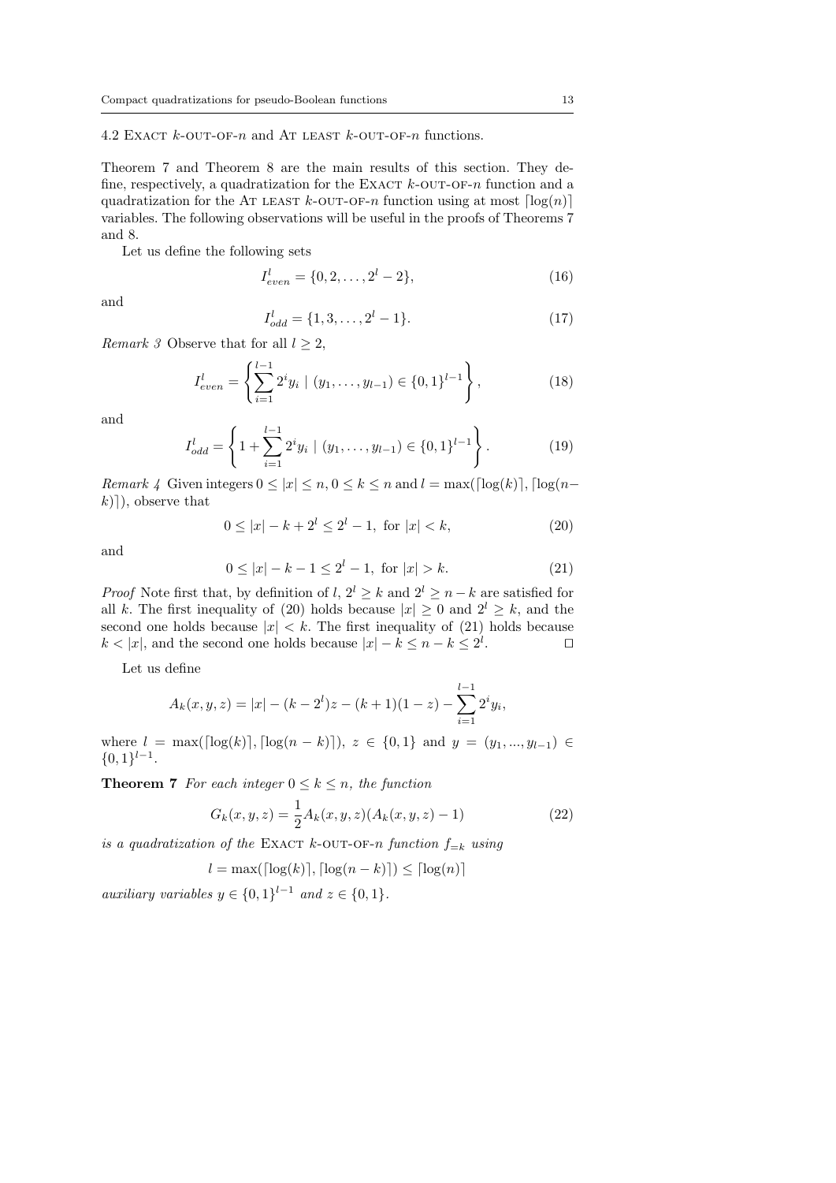### 4.2 Exact $k$-out-of-$n$ and At least $k$-out-of-$n$ functions.

Theorem 7 and Theorem 8 are the main results of this section. They define, respectively, a quadratization for the Exact $k$-out-of-$n$ function and a quadratization for the At least $k$-out-of-$n$ function using at most $\lceil \log(n) \rceil$ variables. The following observations will be useful in the proofs of Theorems 7 and 8.

Let us define the following sets

$$I_{even}^l = \{0, 2, \ldots, 2^l - 2\}, \tag{16}$$

and

$$I_{odd}^l = \{1, 3, \ldots, 2^l - 1\}. \tag{17}$$

*Remark 3* Observe that for all $l \geq 2$,

$$I_{even}^l = \left\{ \sum_{i=1}^{l-1} 2^i y_i \mid (y_1, \ldots, y_{l-1}) \in \{0,1\}^{l-1} \right\}, \tag{18}$$

and

$$I_{odd}^l = \left\{ 1 + \sum_{i=1}^{l-1} 2^i y_i \mid (y_1, \ldots, y_{l-1}) \in \{0,1\}^{l-1} \right\}. \tag{19}$$

*Remark 4* Given integers $0 \leq |x| \leq n$, $0 \leq k \leq n$ and $l = \max(\lceil \log(k) \rceil, \lceil \log(n-k) \rceil)$, observe that

$$0 \leq |x| - k + 2^l \leq 2^l - 1, \text{ for } |x| < k, \tag{20}$$

and

$$0 \leq |x| - k - 1 \leq 2^l - 1, \text{ for } |x| > k. \tag{21}$$

*Proof* Note first that, by definition of $l$, $2^l \geq k$ and $2^l \geq n - k$ are satisfied for all $k$. The first inequality of (20) holds because $|x| \geq 0$ and $2^l \geq k$, and the second one holds because $|x| < k$. The first inequality of (21) holds because $k < |x|$, and the second one holds because $|x| - k \leq n - k \leq 2^l$. □

Let us define

$$A_k(x, y, z) = |x| - (k - 2^l)z - (k+1)(1-z) - \sum_{i=1}^{l-1} 2^i y_i,$$

where $l = \max(\lceil \log(k) \rceil, \lceil \log(n-k) \rceil)$, $z \in \{0,1\}$ and $y = (y_1, \ldots, y_{l-1}) \in \{0,1\}^{l-1}$.

**Theorem 7** *For each integer $0 \leq k \leq n$, the function*

$$G_k(x, y, z) = \frac{1}{2} A_k(x, y, z)(A_k(x, y, z) - 1) \tag{22}$$

*is a quadratization of the* Exact *$k$-out-of-$n$ function $f_{=k}$ using*

$$l = \max(\lceil \log(k) \rceil, \lceil \log(n-k) \rceil) \leq \lceil \log(n) \rceil$$

*auxiliary variables $y \in \{0,1\}^{l-1}$ and $z \in \{0,1\}$.*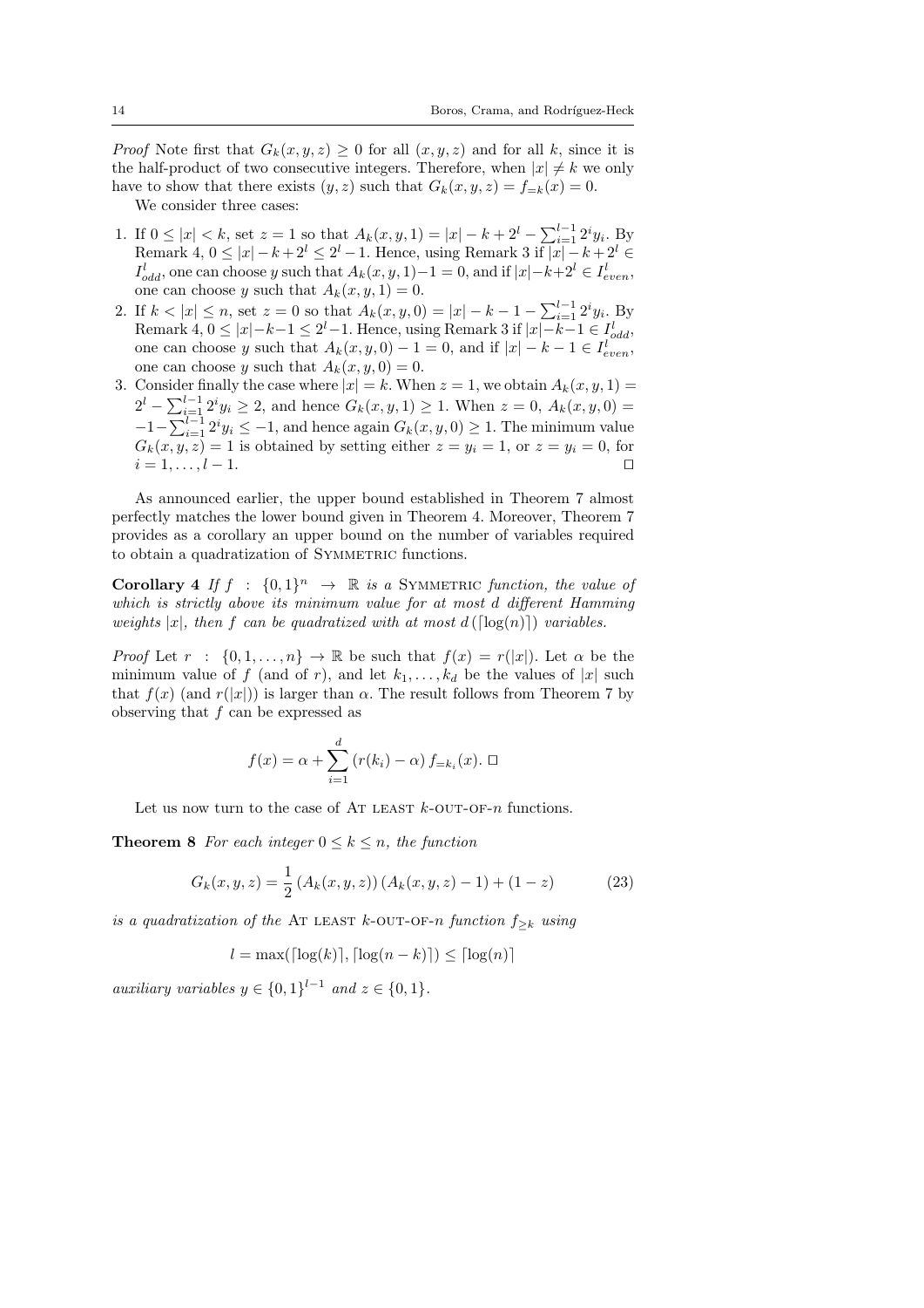*Proof* Note first that $G_k(x, y, z) \geq 0$ for all $(x, y, z)$ and for all $k$, since it is the half-product of two consecutive integers. Therefore, when $|x| \neq k$ we only have to show that there exists $(y, z)$ such that $G_k(x, y, z) = f_{=k}(x) = 0$.

We consider three cases:

1. If $0 \leq |x| < k$, set $z = 1$ so that $A_k(x, y, 1) = |x| - k + 2^l - \sum_{i=1}^{l-1} 2^i y_i$. By Remark 4, $0 \leq |x| - k + 2^l \leq 2^l - 1$. Hence, using Remark 3 if $|x| - k + 2^l \in I^l_{odd}$, one can choose $y$ such that $A_k(x, y, 1) - 1 = 0$, and if $|x| - k + 2^l \in I^l_{even}$, one can choose $y$ such that $A_k(x, y, 1) = 0$.
2. If $k < |x| \leq n$, set $z = 0$ so that $A_k(x, y, 0) = |x| - k - 1 - \sum_{i=1}^{l-1} 2^i y_i$. By Remark 4, $0 \leq |x| - k - 1 \leq 2^l - 1$. Hence, using Remark 3 if $|x| - k - 1 \in I^l_{odd}$, one can choose $y$ such that $A_k(x, y, 0) - 1 = 0$, and if $|x| - k - 1 \in I^l_{even}$, one can choose $y$ such that $A_k(x, y, 0) = 0$.
3. Consider finally the case where $|x| = k$. When $z = 1$, we obtain $A_k(x, y, 1) = 2^l - \sum_{i=1}^{l-1} 2^i y_i \geq 2$, and hence $G_k(x, y, 1) \geq 1$. When $z = 0$, $A_k(x, y, 0) = -1 - \sum_{i=1}^{l-1} 2^i y_i \leq -1$, and hence again $G_k(x, y, 0) \geq 1$. The minimum value $G_k(x, y, z) = 1$ is obtained by setting either $z = y_i = 1$, or $z = y_i = 0$, for $i = 1, \ldots, l - 1$. □

As announced earlier, the upper bound established in Theorem 7 almost perfectly matches the lower bound given in Theorem 4. Moreover, Theorem 7 provides as a corollary an upper bound on the number of variables required to obtain a quadratization of SYMMETRIC functions.

**Corollary 4** *If $f : \{0, 1\}^n \to \mathbb{R}$ is a* SYMMETRIC *function, the value of which is strictly above its minimum value for at most $d$ different Hamming weights $|x|$, then $f$ can be quadratized with at most $d\,(\lceil \log(n) \rceil)$ variables.*

*Proof* Let $r : \{0, 1, \ldots, n\} \to \mathbb{R}$ be such that $f(x) = r(|x|)$. Let $\alpha$ be the minimum value of $f$ (and of $r$), and let $k_1, \ldots, k_d$ be the values of $|x|$ such that $f(x)$ (and $r(|x|)$) is larger than $\alpha$. The result follows from Theorem 7 by observing that $f$ can be expressed as

$$f(x) = \alpha + \sum_{i=1}^{d} (r(k_i) - \alpha)\, f_{=k_i}(x). \ \square$$

Let us now turn to the case of AT LEAST $k$-OUT-OF-$n$ functions.

**Theorem 8** *For each integer $0 \leq k \leq n$, the function*

$$G_k(x, y, z) = \frac{1}{2} \left(A_k(x, y, z)\right) \left(A_k(x, y, z) - 1\right) + (1 - z) \tag{23}$$

*is a quadratization of the* AT LEAST $k$-OUT-OF-$n$ *function $f_{\geq k}$ using*

$$l = \max(\lceil \log(k) \rceil, \lceil \log(n - k) \rceil) \leq \lceil \log(n) \rceil$$

*auxiliary variables $y \in \{0, 1\}^{l-1}$ and $z \in \{0, 1\}$.*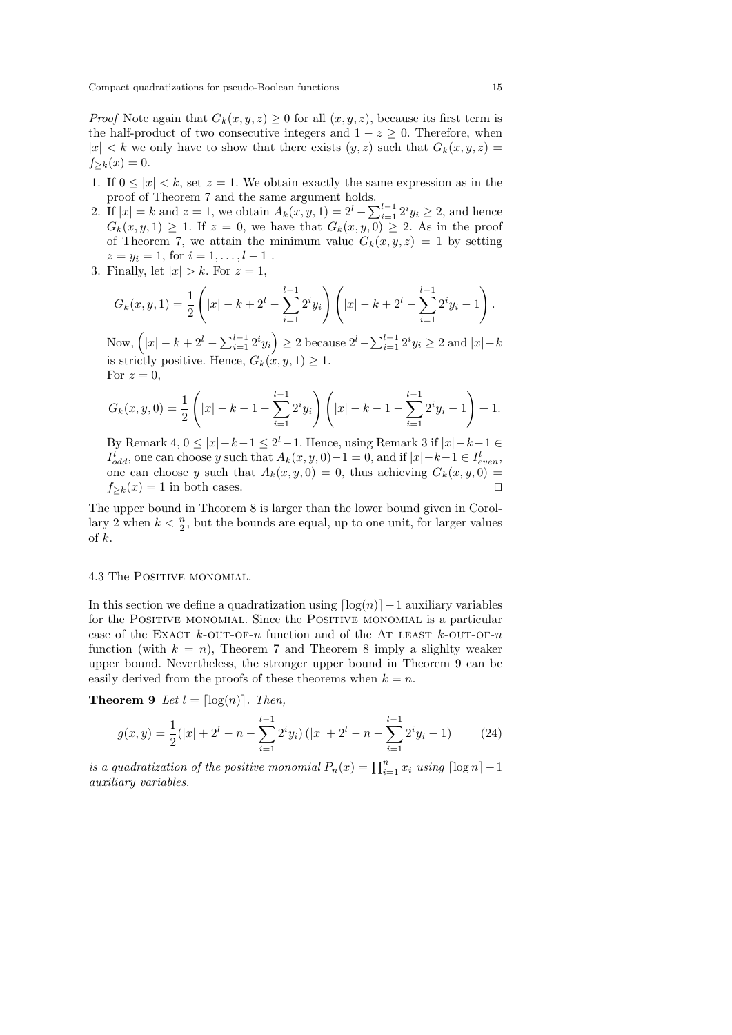*Proof* Note again that $G_k(x,y,z) \geq 0$ for all $(x,y,z)$, because its first term is the half-product of two consecutive integers and $1 - z \geq 0$. Therefore, when $|x| < k$ we only have to show that there exists $(y,z)$ such that $G_k(x,y,z) = f_{\geq k}(x) = 0$.

1. If $0 \leq |x| < k$, set $z = 1$. We obtain exactly the same expression as in the proof of Theorem 7 and the same argument holds.
2. If $|x| = k$ and $z = 1$, we obtain $A_k(x,y,1) = 2^l - \sum_{i=1}^{l-1} 2^i y_i \geq 2$, and hence $G_k(x,y,1) \geq 1$. If $z = 0$, we have that $G_k(x,y,0) \geq 2$. As in the proof of Theorem 7, we attain the minimum value $G_k(x,y,z) = 1$ by setting $z = y_i = 1$, for $i = 1,\ldots,l-1$ .
3. Finally, let $|x| > k$. For $z = 1$,

$$G_k(x,y,1) = \frac{1}{2}\left(|x| - k + 2^l - \sum_{i=1}^{l-1} 2^i y_i\right)\left(|x| - k + 2^l - \sum_{i=1}^{l-1} 2^i y_i - 1\right).$$

   Now, $\left(|x| - k + 2^l - \sum_{i=1}^{l-1} 2^i y_i\right) \geq 2$ because $2^l - \sum_{i=1}^{l-1} 2^i y_i \geq 2$ and $|x| - k$ is strictly positive. Hence, $G_k(x,y,1) \geq 1$.
   For $z = 0$,

$$G_k(x,y,0) = \frac{1}{2}\left(|x| - k - 1 - \sum_{i=1}^{l-1} 2^i y_i\right)\left(|x| - k - 1 - \sum_{i=1}^{l-1} 2^i y_i - 1\right) + 1.$$

   By Remark 4, $0 \leq |x| - k - 1 \leq 2^l - 1$. Hence, using Remark 3 if $|x| - k - 1 \in I^l_{odd}$, one can choose $y$ such that $A_k(x,y,0) - 1 = 0$, and if $|x| - k - 1 \in I^l_{even}$, one can choose $y$ such that $A_k(x,y,0) = 0$, thus achieving $G_k(x,y,0) = f_{\geq k}(x) = 1$ in both cases. $\square$

The upper bound in Theorem 8 is larger than the lower bound given in Corollary 2 when $k < \frac{n}{2}$, but the bounds are equal, up to one unit, for larger values of $k$.

### 4.3 The Positive monomial.

In this section we define a quadratization using $\lceil \log(n) \rceil - 1$ auxiliary variables for the Positive monomial. Since the Positive monomial is a particular case of the Exact $k$-out-of-$n$ function and of the At least $k$-out-of-$n$ function (with $k = n$), Theorem 7 and Theorem 8 imply a slighlty weaker upper bound. Nevertheless, the stronger upper bound in Theorem 9 can be easily derived from the proofs of these theorems when $k = n$.

**Theorem 9** *Let* $l = \lceil \log(n) \rceil$. *Then,*

$$g(x,y) = \frac{1}{2}(|x| + 2^l - n - \sum_{i=1}^{l-1} 2^i y_i)\,(|x| + 2^l - n - \sum_{i=1}^{l-1} 2^i y_i - 1) \qquad (24)$$

*is a quadratization of the positive monomial* $P_n(x) = \prod_{i=1}^{n} x_i$ *using* $\lceil \log n \rceil - 1$ *auxiliary variables.*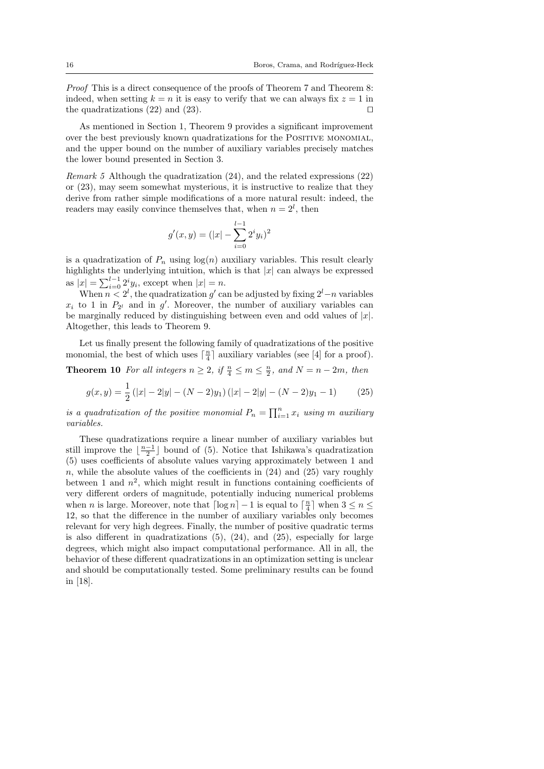*Proof* This is a direct consequence of the proofs of Theorem 7 and Theorem 8: indeed, when setting $k = n$ it is easy to verify that we can always fix $z = 1$ in the quadratizations (22) and (23). $\square$

As mentioned in Section 1, Theorem 9 provides a significant improvement over the best previously known quadratizations for the POSITIVE MONOMIAL, and the upper bound on the number of auxiliary variables precisely matches the lower bound presented in Section 3.

*Remark 5* Although the quadratization (24), and the related expressions (22) or (23), may seem somewhat mysterious, it is instructive to realize that they derive from rather simple modifications of a more natural result: indeed, the readers may easily convince themselves that, when $n = 2^l$, then

$$g'(x, y) = (|x| - \sum_{i=0}^{l-1} 2^i y_i)^2$$

is a quadratization of $P_n$ using $\log(n)$ auxiliary variables. This result clearly highlights the underlying intuition, which is that $|x|$ can always be expressed as $|x| = \sum_{i=0}^{l-1} 2^i y_i$, except when $|x| = n$.

When $n < 2^l$, the quadratization $g'$ can be adjusted by fixing $2^l - n$ variables $x_i$ to 1 in $P_{2^l}$ and in $g'$. Moreover, the number of auxiliary variables can be marginally reduced by distinguishing between even and odd values of $|x|$. Altogether, this leads to Theorem 9.

Let us finally present the following family of quadratizations of the positive monomial, the best of which uses $\lceil \frac{n}{4} \rceil$ auxiliary variables (see [4] for a proof).

**Theorem 10** *For all integers $n \geq 2$, if $\frac{n}{4} \leq m \leq \frac{n}{2}$, and $N = n - 2m$, then*

$$g(x, y) = \frac{1}{2} \left(|x| - 2|y| - (N-2)y_1\right) \left(|x| - 2|y| - (N-2)y_1 - 1\right) \qquad (25)$$

*is a quadratization of the positive monomial $P_n = \prod_{i=1}^{n} x_i$ using $m$ auxiliary variables.*

These quadratizations require a linear number of auxiliary variables but still improve the $\lfloor \frac{n-1}{2} \rfloor$ bound of (5). Notice that Ishikawa's quadratization (5) uses coefficients of absolute values varying approximately between 1 and $n$, while the absolute values of the coefficients in (24) and (25) vary roughly between 1 and $n^2$, which might result in functions containing coefficients of very different orders of magnitude, potentially inducing numerical problems when $n$ is large. Moreover, note that $\lceil \log n \rceil - 1$ is equal to $\lceil \frac{n}{4} \rceil$ when $3 \leq n \leq 12$, so that the difference in the number of auxiliary variables only becomes relevant for very high degrees. Finally, the number of positive quadratic terms is also different in quadratizations (5), (24), and (25), especially for large degrees, which might also impact computational performance. All in all, the behavior of these different quadratizations in an optimization setting is unclear and should be computationally tested. Some preliminary results can be found in [18].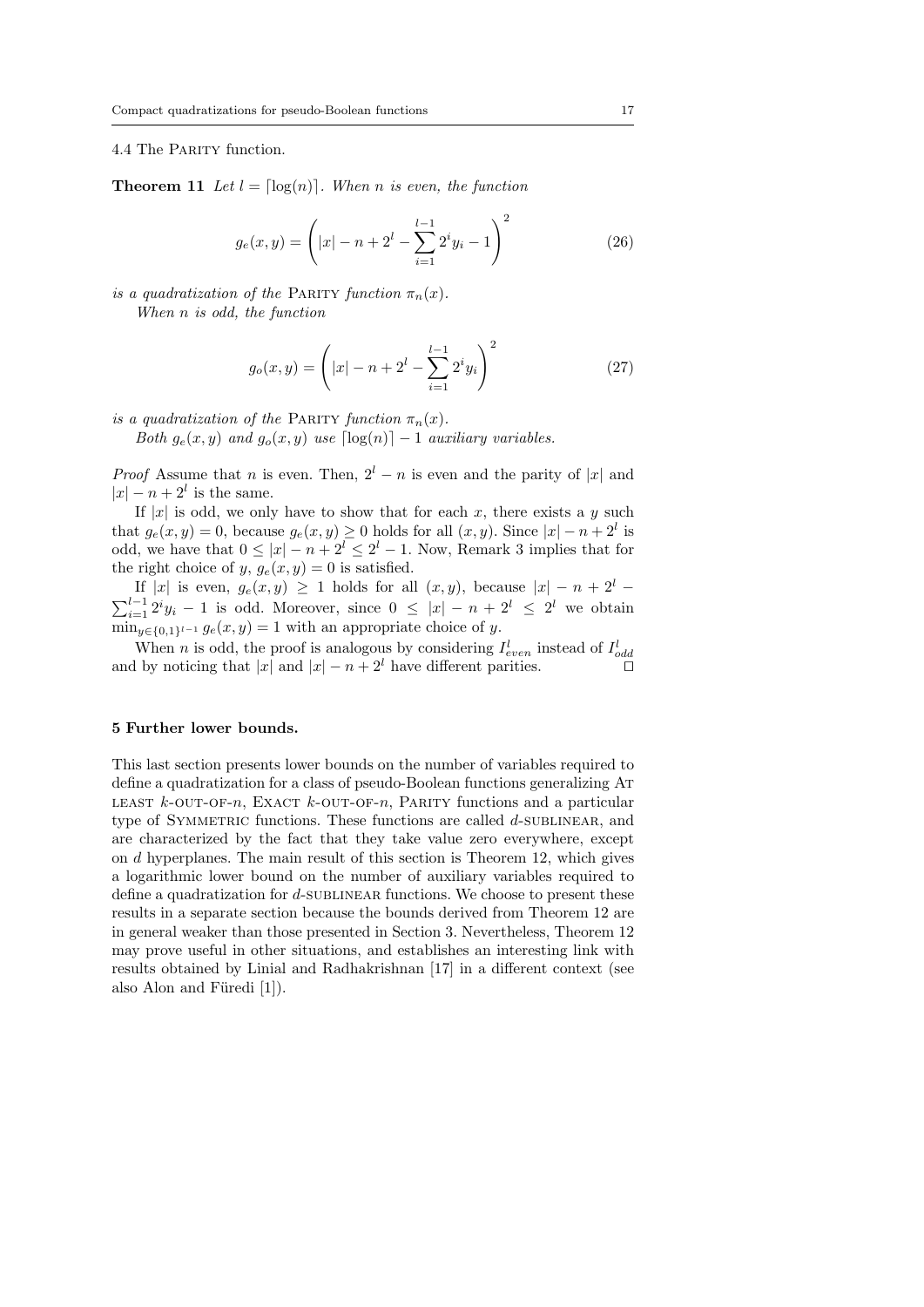### 4.4 The Parity function.

**Theorem 11** *Let $l = \lceil \log(n) \rceil$. When $n$ is even, the function*

$$g_e(x,y) = \left( |x| - n + 2^l - \sum_{i=1}^{l-1} 2^i y_i - 1 \right)^2 \tag{26}$$

*is a quadratization of the* Parity *function $\pi_n(x)$.*

*When $n$ is odd, the function*

$$g_o(x,y) = \left( |x| - n + 2^l - \sum_{i=1}^{l-1} 2^i y_i \right)^2 \tag{27}$$

*is a quadratization of the* Parity *function $\pi_n(x)$.*

*Both $g_e(x,y)$ and $g_o(x,y)$ use $\lceil \log(n) \rceil - 1$ auxiliary variables.*

*Proof* Assume that $n$ is even. Then, $2^l - n$ is even and the parity of $|x|$ and $|x| - n + 2^l$ is the same.

If $|x|$ is odd, we only have to show that for each $x$, there exists a $y$ such that $g_e(x,y) = 0$, because $g_e(x,y) \geq 0$ holds for all $(x,y)$. Since $|x| - n + 2^l$ is odd, we have that $0 \leq |x| - n + 2^l \leq 2^l - 1$. Now, Remark 3 implies that for the right choice of $y$, $g_e(x,y) = 0$ is satisfied.

If $|x|$ is even, $g_e(x,y) \geq 1$ holds for all $(x,y)$, because $|x| - n + 2^l - \sum_{i=1}^{l-1} 2^i y_i - 1$ is odd. Moreover, since $0 \leq |x| - n + 2^l \leq 2^l$ we obtain $\min_{y \in \{0,1\}^{l-1}} g_e(x,y) = 1$ with an appropriate choice of $y$.

When $n$ is odd, the proof is analogous by considering $I^l_{even}$ instead of $I^l_{odd}$ and by noticing that $|x|$ and $|x| - n + 2^l$ have different parities. $\square$

## 5 Further lower bounds.

This last section presents lower bounds on the number of variables required to define a quadratization for a class of pseudo-Boolean functions generalizing At least $k$-out-of-$n$, Exact $k$-out-of-$n$, Parity functions and a particular type of Symmetric functions. These functions are called $d$-sublinear, and are characterized by the fact that they take value zero everywhere, except on $d$ hyperplanes. The main result of this section is Theorem 12, which gives a logarithmic lower bound on the number of auxiliary variables required to define a quadratization for $d$-sublinear functions. We choose to present these results in a separate section because the bounds derived from Theorem 12 are in general weaker than those presented in Section 3. Nevertheless, Theorem 12 may prove useful in other situations, and establishes an interesting link with results obtained by Linial and Radhakrishnan [17] in a different context (see also Alon and Füredi [1]).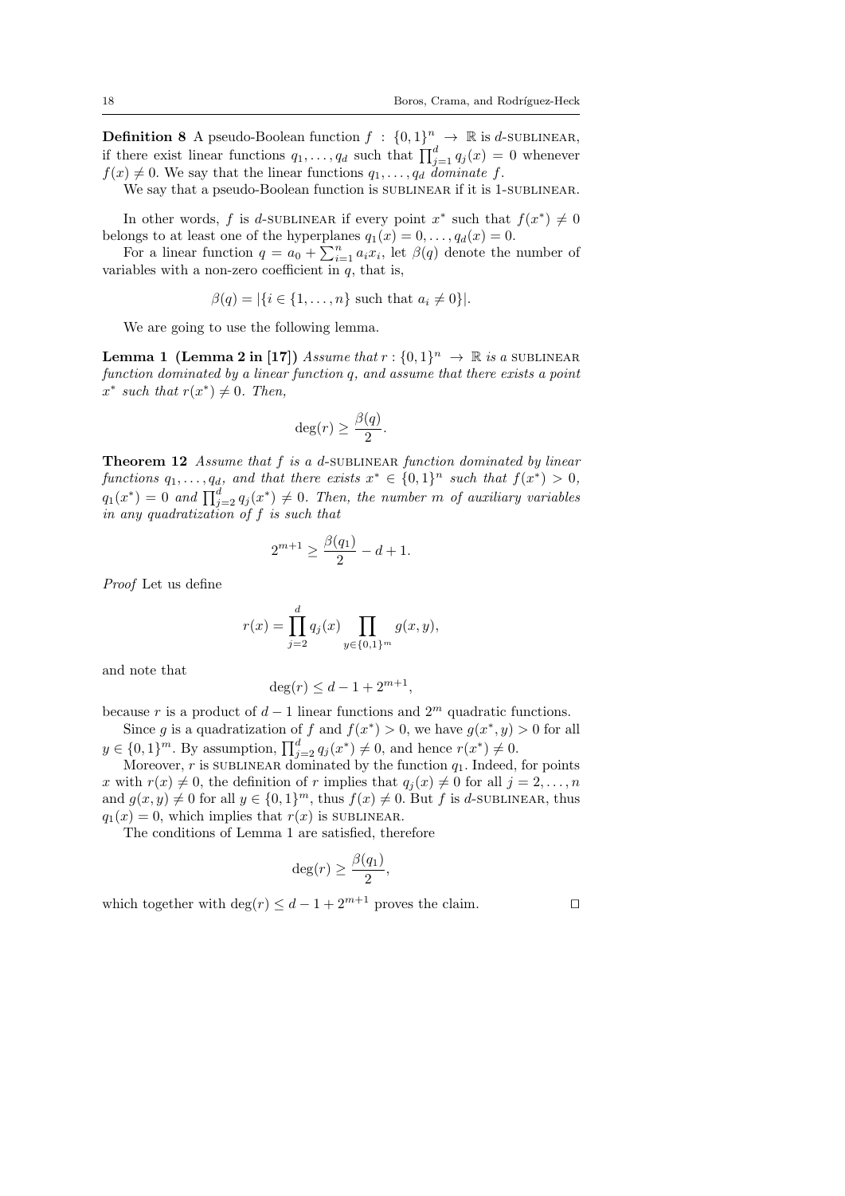**Definition 8** A pseudo-Boolean function $f : \{0,1\}^n \to \mathbb{R}$ is $d$-SUBLINEAR, if there exist linear functions $q_1, \ldots, q_d$ such that $\prod_{j=1}^{d} q_j(x) = 0$ whenever $f(x) \neq 0$. We say that the linear functions $q_1, \ldots, q_d$ *dominate* $f$.

We say that a pseudo-Boolean function is SUBLINEAR if it is 1-SUBLINEAR.

In other words, $f$ is $d$-SUBLINEAR if every point $x^*$ such that $f(x^*) \neq 0$ belongs to at least one of the hyperplanes $q_1(x) = 0, \ldots, q_d(x) = 0$.

For a linear function $q = a_0 + \sum_{i=1}^{n} a_i x_i$, let $\beta(q)$ denote the number of variables with a non-zero coefficient in $q$, that is,

$$\beta(q) = |\{i \in \{1, \ldots, n\} \text{ such that } a_i \neq 0\}|.$$

We are going to use the following lemma.

**Lemma 1 (Lemma 2 in [17])** *Assume that $r : \{0,1\}^n \to \mathbb{R}$ is a* SUBLINEAR *function dominated by a linear function $q$, and assume that there exists a point $x^*$ such that $r(x^*) \neq 0$. Then,*

$$\deg(r) \geq \frac{\beta(q)}{2}.$$

**Theorem 12** *Assume that $f$ is a $d$-*SUBLINEAR *function dominated by linear functions $q_1, \ldots, q_d$, and that there exists $x^* \in \{0,1\}^n$ such that $f(x^*) > 0$, $q_1(x^*) = 0$ and $\prod_{j=2}^{d} q_j(x^*) \neq 0$. Then, the number $m$ of auxiliary variables in any quadratization of $f$ is such that*

$$2^{m+1} \geq \frac{\beta(q_1)}{2} - d + 1.$$

*Proof* Let us define

$$r(x) = \prod_{j=2}^{d} q_j(x) \prod_{y \in \{0,1\}^m} g(x, y),$$

and note that

$$\deg(r) \leq d - 1 + 2^{m+1},$$

because $r$ is a product of $d-1$ linear functions and $2^m$ quadratic functions.

Since $g$ is a quadratization of $f$ and $f(x^*) > 0$, we have $g(x^*, y) > 0$ for all $y \in \{0,1\}^m$. By assumption, $\prod_{j=2}^{d} q_j(x^*) \neq 0$, and hence $r(x^*) \neq 0$.

Moreover, $r$ is SUBLINEAR dominated by the function $q_1$. Indeed, for points $x$ with $r(x) \neq 0$, the definition of $r$ implies that $q_j(x) \neq 0$ for all $j = 2, \ldots, n$ and $g(x, y) \neq 0$ for all $y \in \{0,1\}^m$, thus $f(x) \neq 0$. But $f$ is $d$-SUBLINEAR, thus $q_1(x) = 0$, which implies that $r(x)$ is SUBLINEAR.

The conditions of Lemma 1 are satisfied, therefore

$$\deg(r) \geq \frac{\beta(q_1)}{2},$$

which together with $\deg(r) \leq d - 1 + 2^{m+1}$ proves the claim. $\square$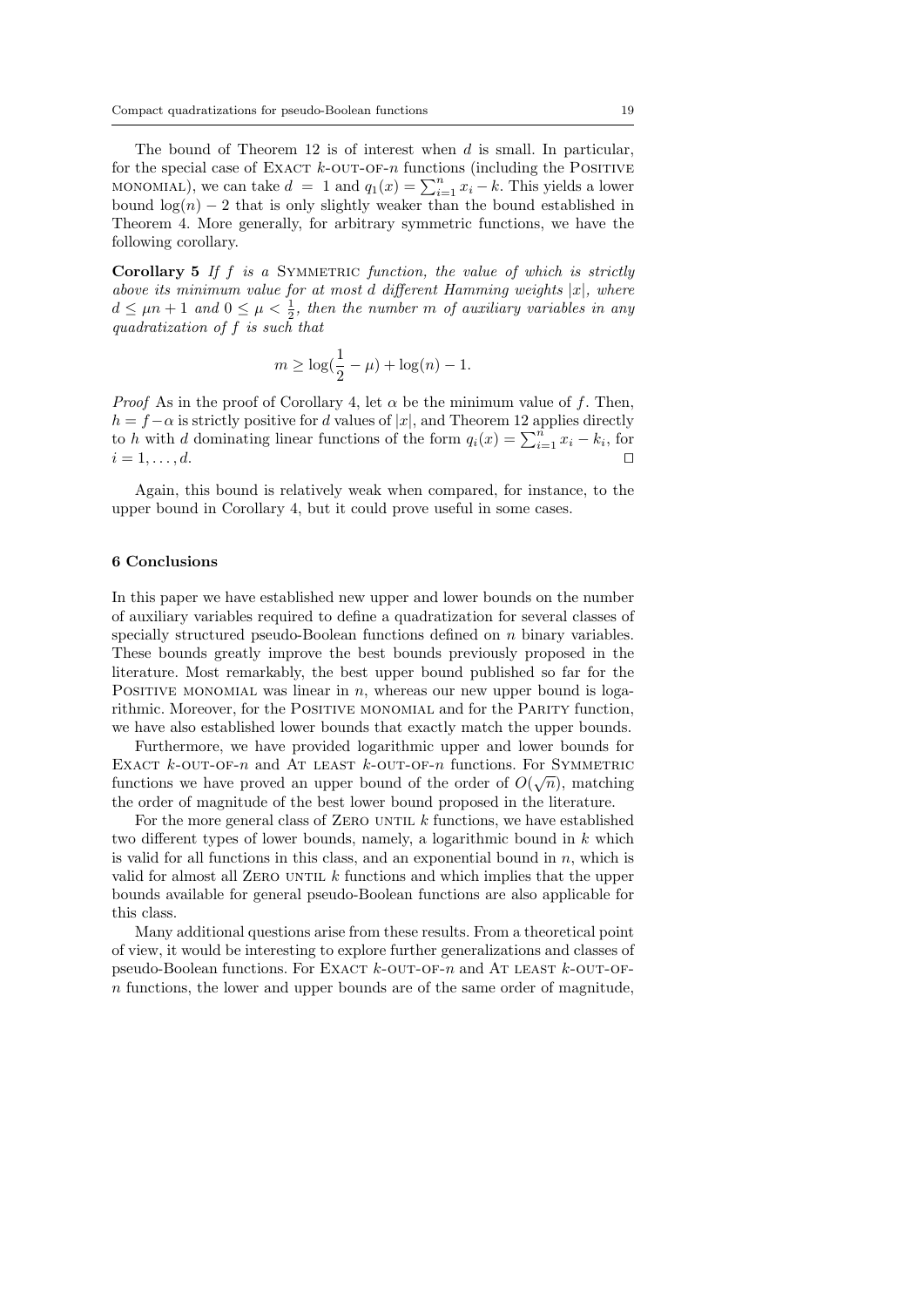The bound of Theorem 12 is of interest when $d$ is small. In particular, for the special case of EXACT $k$-OUT-OF-$n$ functions (including the POSITIVE MONOMIAL), we can take $d = 1$ and $q_1(x) = \sum_{i=1}^{n} x_i - k$. This yields a lower bound $\log(n) - 2$ that is only slightly weaker than the bound established in Theorem 4. More generally, for arbitrary symmetric functions, we have the following corollary.

**Corollary 5** *If $f$ is a* SYMMETRIC *function, the value of which is strictly above its minimum value for at most $d$ different Hamming weights $|x|$, where $d \leq \mu n + 1$ and $0 \leq \mu < \frac{1}{2}$, then the number $m$ of auxiliary variables in any quadratization of $f$ is such that*

$$m \geq \log(\frac{1}{2} - \mu) + \log(n) - 1.$$

*Proof* As in the proof of Corollary 4, let $\alpha$ be the minimum value of $f$. Then, $h = f - \alpha$ is strictly positive for $d$ values of $|x|$, and Theorem 12 applies directly to $h$ with $d$ dominating linear functions of the form $q_i(x) = \sum_{i=1}^{n} x_i - k_i$, for $i = 1, \ldots, d$. □

Again, this bound is relatively weak when compared, for instance, to the upper bound in Corollary 4, but it could prove useful in some cases.

## 6 Conclusions

In this paper we have established new upper and lower bounds on the number of auxiliary variables required to define a quadratization for several classes of specially structured pseudo-Boolean functions defined on $n$ binary variables. These bounds greatly improve the best bounds previously proposed in the literature. Most remarkably, the best upper bound published so far for the POSITIVE MONOMIAL was linear in $n$, whereas our new upper bound is logarithmic. Moreover, for the POSITIVE MONOMIAL and for the PARITY function, we have also established lower bounds that exactly match the upper bounds.

Furthermore, we have provided logarithmic upper and lower bounds for EXACT $k$-OUT-OF-$n$ and AT LEAST $k$-OUT-OF-$n$ functions. For SYMMETRIC functions we have proved an upper bound of the order of $O(\sqrt{n})$, matching the order of magnitude of the best lower bound proposed in the literature.

For the more general class of ZERO UNTIL $k$ functions, we have established two different types of lower bounds, namely, a logarithmic bound in $k$ which is valid for all functions in this class, and an exponential bound in $n$, which is valid for almost all ZERO UNTIL $k$ functions and which implies that the upper bounds available for general pseudo-Boolean functions are also applicable for this class.

Many additional questions arise from these results. From a theoretical point of view, it would be interesting to explore further generalizations and classes of pseudo-Boolean functions. For EXACT $k$-OUT-OF-$n$ and AT LEAST $k$-OUT-OF-$n$ functions, the lower and upper bounds are of the same order of magnitude,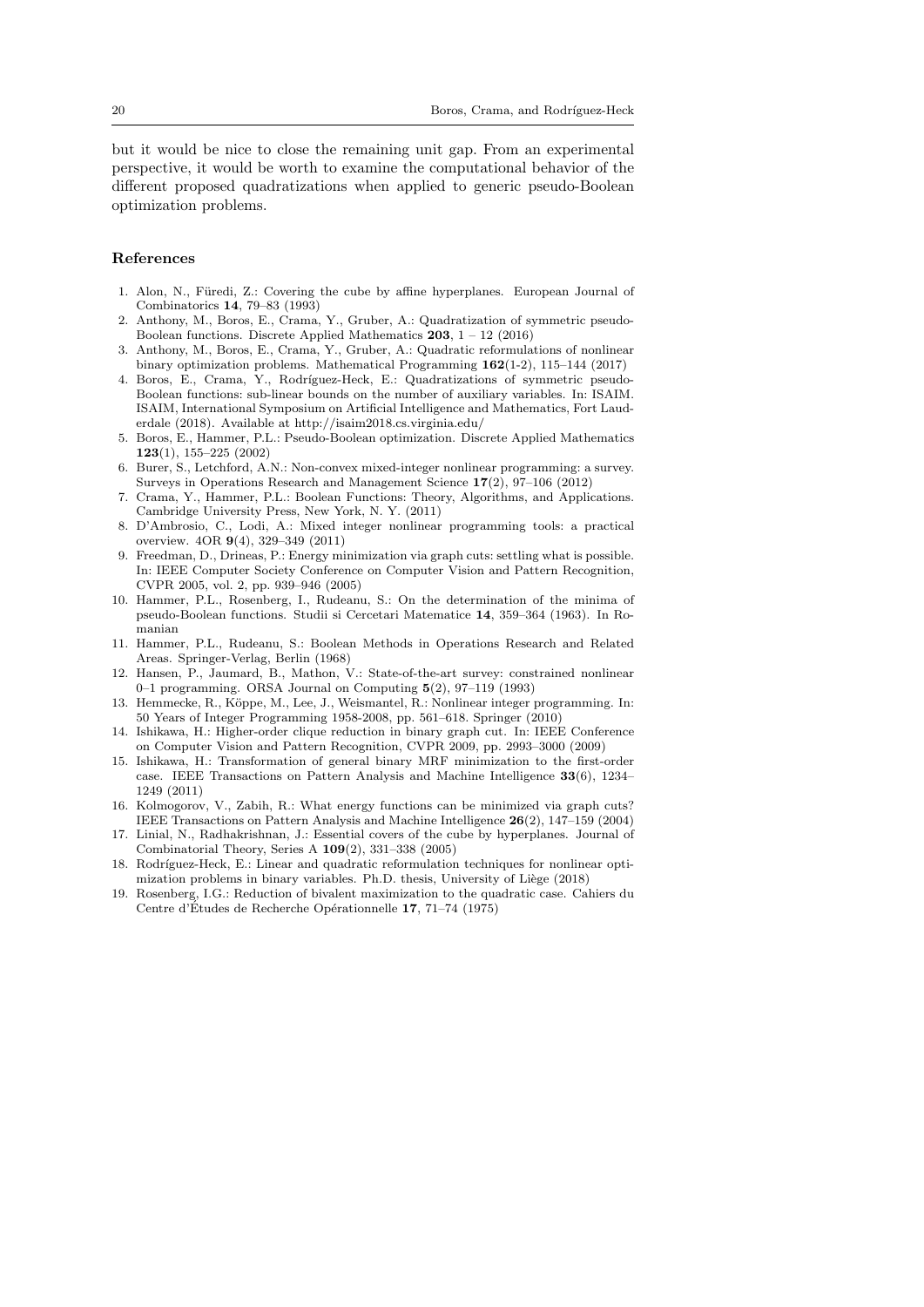but it would be nice to close the remaining unit gap. From an experimental perspective, it would be worth to examine the computational behavior of the different proposed quadratizations when applied to generic pseudo-Boolean optimization problems.

## References

1. Alon, N., Füredi, Z.: Covering the cube by affine hyperplanes. European Journal of Combinatorics **14**, 79–83 (1993)
2. Anthony, M., Boros, E., Crama, Y., Gruber, A.: Quadratization of symmetric pseudo-Boolean functions. Discrete Applied Mathematics **203**, 1 – 12 (2016)
3. Anthony, M., Boros, E., Crama, Y., Gruber, A.: Quadratic reformulations of nonlinear binary optimization problems. Mathematical Programming **162**(1-2), 115–144 (2017)
4. Boros, E., Crama, Y., Rodríguez-Heck, E.: Quadratizations of symmetric pseudo-Boolean functions: sub-linear bounds on the number of auxiliary variables. In: ISAIM. ISAIM, International Symposium on Artificial Intelligence and Mathematics, Fort Lauderdale (2018). Available at http://isaim2018.cs.virginia.edu/
5. Boros, E., Hammer, P.L.: Pseudo-Boolean optimization. Discrete Applied Mathematics **123**(1), 155–225 (2002)
6. Burer, S., Letchford, A.N.: Non-convex mixed-integer nonlinear programming: a survey. Surveys in Operations Research and Management Science **17**(2), 97–106 (2012)
7. Crama, Y., Hammer, P.L.: Boolean Functions: Theory, Algorithms, and Applications. Cambridge University Press, New York, N. Y. (2011)
8. D'Ambrosio, C., Lodi, A.: Mixed integer nonlinear programming tools: a practical overview. 4OR **9**(4), 329–349 (2011)
9. Freedman, D., Drineas, P.: Energy minimization via graph cuts: settling what is possible. In: IEEE Computer Society Conference on Computer Vision and Pattern Recognition, CVPR 2005, vol. 2, pp. 939–946 (2005)
10. Hammer, P.L., Rosenberg, I., Rudeanu, S.: On the determination of the minima of pseudo-Boolean functions. Studii si Cercetari Matematice **14**, 359–364 (1963). In Romanian
11. Hammer, P.L., Rudeanu, S.: Boolean Methods in Operations Research and Related Areas. Springer-Verlag, Berlin (1968)
12. Hansen, P., Jaumard, B., Mathon, V.: State-of-the-art survey: constrained nonlinear 0–1 programming. ORSA Journal on Computing **5**(2), 97–119 (1993)
13. Hemmecke, R., Köppe, M., Lee, J., Weismantel, R.: Nonlinear integer programming. In: 50 Years of Integer Programming 1958-2008, pp. 561–618. Springer (2010)
14. Ishikawa, H.: Higher-order clique reduction in binary graph cut. In: IEEE Conference on Computer Vision and Pattern Recognition, CVPR 2009, pp. 2993–3000 (2009)
15. Ishikawa, H.: Transformation of general binary MRF minimization to the first-order case. IEEE Transactions on Pattern Analysis and Machine Intelligence **33**(6), 1234–1249 (2011)
16. Kolmogorov, V., Zabih, R.: What energy functions can be minimized via graph cuts? IEEE Transactions on Pattern Analysis and Machine Intelligence **26**(2), 147–159 (2004)
17. Linial, N., Radhakrishnan, J.: Essential covers of the cube by hyperplanes. Journal of Combinatorial Theory, Series A **109**(2), 331–338 (2005)
18. Rodríguez-Heck, E.: Linear and quadratic reformulation techniques for nonlinear optimization problems in binary variables. Ph.D. thesis, University of Liège (2018)
19. Rosenberg, I.G.: Reduction of bivalent maximization to the quadratic case. Cahiers du Centre d'Études de Recherche Opérationnelle **17**, 71–74 (1975)